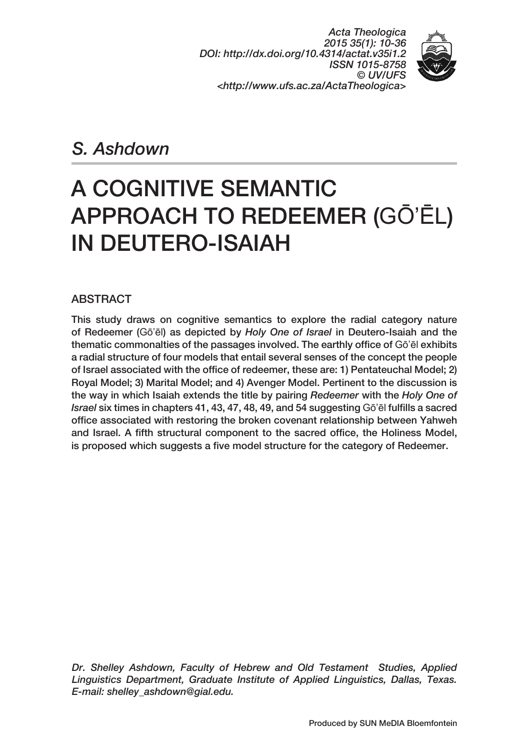*Acta Theologica*
*2015 35(1): 10-36*
*DOI: http://dx.doi.org/10.4314/actat.v35i1.2*
*ISSN 1015-8758*
*© UV/UFS*
*<http://www.ufs.ac.za/ActaTheologica>*

*S. Ashdown*

# A COGNITIVE SEMANTIC APPROACH TO REDEEMER (GŌ'ĒL) IN DEUTERO-ISAIAH

## ABSTRACT

This study draws on cognitive semantics to explore the radial category nature of Redeemer (Gō'ēl) as depicted by *Holy One of Israel* in Deutero-Isaiah and the thematic commonalties of the passages involved. The earthly office of Gō'ēl exhibits a radial structure of four models that entail several senses of the concept the people of Israel associated with the office of redeemer, these are: 1) Pentateuchal Model; 2) Royal Model; 3) Marital Model; and 4) Avenger Model. Pertinent to the discussion is the way in which Isaiah extends the title by pairing *Redeemer* with the *Holy One of Israel* six times in chapters 41, 43, 47, 48, 49, and 54 suggesting Gō'ēl fulfills a sacred office associated with restoring the broken covenant relationship between Yahweh and Israel. A fifth structural component to the sacred office, the Holiness Model, is proposed which suggests a five model structure for the category of Redeemer.

*Dr. Shelley Ashdown, Faculty of Hebrew and Old Testament Studies, Applied Linguistics Department, Graduate Institute of Applied Linguistics, Dallas, Texas. E-mail: shelley_ashdown@gial.edu.*

Produced by SUN MeDIA Bloemfontein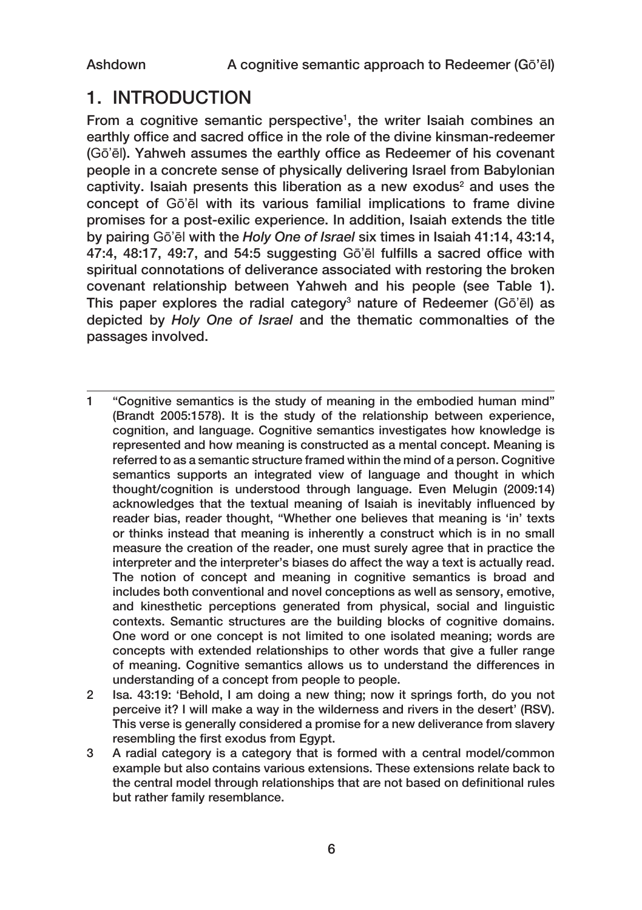## 1. INTRODUCTION

From a cognitive semantic perspective[1], the writer Isaiah combines an earthly office and sacred office in the role of the divine kinsman-redeemer (Gōʾēl). Yahweh assumes the earthly office as Redeemer of his covenant people in a concrete sense of physically delivering Israel from Babylonian captivity. Isaiah presents this liberation as a new exodus[2] and uses the concept of Gōʾēl with its various familial implications to frame divine promises for a post-exilic experience. In addition, Isaiah extends the title by pairing Gōʾēl with the *Holy One of Israel* six times in Isaiah 41:14, 43:14, 47:4, 48:17, 49:7, and 54:5 suggesting Gōʾēl fulfills a sacred office with spiritual connotations of deliverance associated with restoring the broken covenant relationship between Yahweh and his people (see Table 1). This paper explores the radial category[3] nature of Redeemer (Gōʾēl) as depicted by *Holy One of Israel* and the thematic commonalties of the passages involved.

---

1 "Cognitive semantics is the study of meaning in the embodied human mind" (Brandt 2005:1578). It is the study of the relationship between experience, cognition, and language. Cognitive semantics investigates how knowledge is represented and how meaning is constructed as a mental concept. Meaning is referred to as a semantic structure framed within the mind of a person. Cognitive semantics supports an integrated view of language and thought in which thought/cognition is understood through language. Even Melugin (2009:14) acknowledges that the textual meaning of Isaiah is inevitably influenced by reader bias, reader thought, "Whether one believes that meaning is 'in' texts or thinks instead that meaning is inherently a construct which is in no small measure the creation of the reader, one must surely agree that in practice the interpreter and the interpreter's biases do affect the way a text is actually read. The notion of concept and meaning in cognitive semantics is broad and includes both conventional and novel conceptions as well as sensory, emotive, and kinesthetic perceptions generated from physical, social and linguistic contexts. Semantic structures are the building blocks of cognitive domains. One word or one concept is not limited to one isolated meaning; words are concepts with extended relationships to other words that give a fuller range of meaning. Cognitive semantics allows us to understand the differences in understanding of a concept from people to people.

2 Isa. 43:19: 'Behold, I am doing a new thing; now it springs forth, do you not perceive it? I will make a way in the wilderness and rivers in the desert' (RSV). This verse is generally considered a promise for a new deliverance from slavery resembling the first exodus from Egypt.

3 A radial category is a category that is formed with a central model/common example but also contains various extensions. These extensions relate back to the central model through relationships that are not based on definitional rules but rather family resemblance.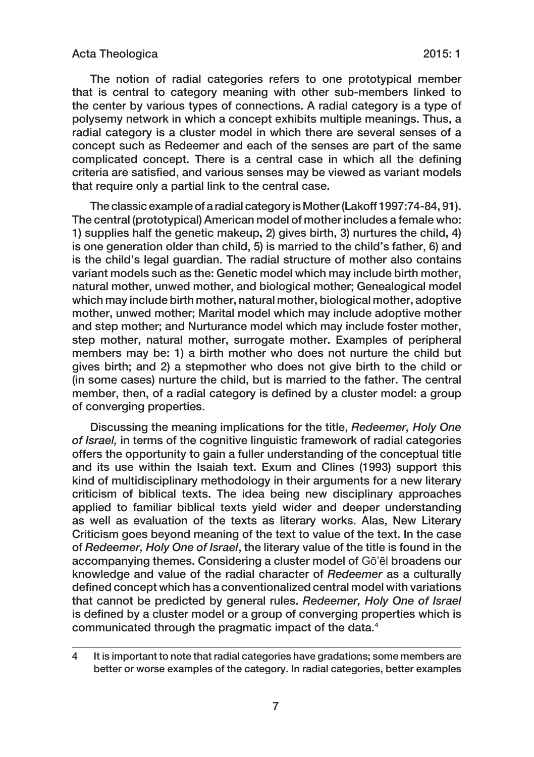The notion of radial categories refers to one prototypical member that is central to category meaning with other sub-members linked to the center by various types of connections. A radial category is a type of polysemy network in which a concept exhibits multiple meanings. Thus, a radial category is a cluster model in which there are several senses of a concept such as Redeemer and each of the senses are part of the same complicated concept. There is a central case in which all the defining criteria are satisfied, and various senses may be viewed as variant models that require only a partial link to the central case.

The classic example of a radial category is Mother (Lakoff 1997:74-84, 91). The central (prototypical) American model of mother includes a female who: 1) supplies half the genetic makeup, 2) gives birth, 3) nurtures the child, 4) is one generation older than child, 5) is married to the child's father, 6) and is the child's legal guardian. The radial structure of mother also contains variant models such as the: Genetic model which may include birth mother, natural mother, unwed mother, and biological mother; Genealogical model which may include birth mother, natural mother, biological mother, adoptive mother, unwed mother; Marital model which may include adoptive mother and step mother; and Nurturance model which may include foster mother, step mother, natural mother, surrogate mother. Examples of peripheral members may be: 1) a birth mother who does not nurture the child but gives birth; and 2) a stepmother who does not give birth to the child or (in some cases) nurture the child, but is married to the father. The central member, then, of a radial category is defined by a cluster model: a group of converging properties.

Discussing the meaning implications for the title, *Redeemer, Holy One of Israel,* in terms of the cognitive linguistic framework of radial categories offers the opportunity to gain a fuller understanding of the conceptual title and its use within the Isaiah text. Exum and Clines (1993) support this kind of multidisciplinary methodology in their arguments for a new literary criticism of biblical texts. The idea being new disciplinary approaches applied to familiar biblical texts yield wider and deeper understanding as well as evaluation of the texts as literary works. Alas, New Literary Criticism goes beyond meaning of the text to value of the text. In the case of *Redeemer, Holy One of Israel*, the literary value of the title is found in the accompanying themes. Considering a cluster model of Gō'ēl broadens our knowledge and value of the radial character of *Redeemer* as a culturally defined concept which has a conventionalized central model with variations that cannot be predicted by general rules. *Redeemer, Holy One of Israel* is defined by a cluster model or a group of converging properties which is communicated through the pragmatic impact of the data.[4]

---

4 It is important to note that radial categories have gradations; some members are better or worse examples of the category. In radial categories, better examples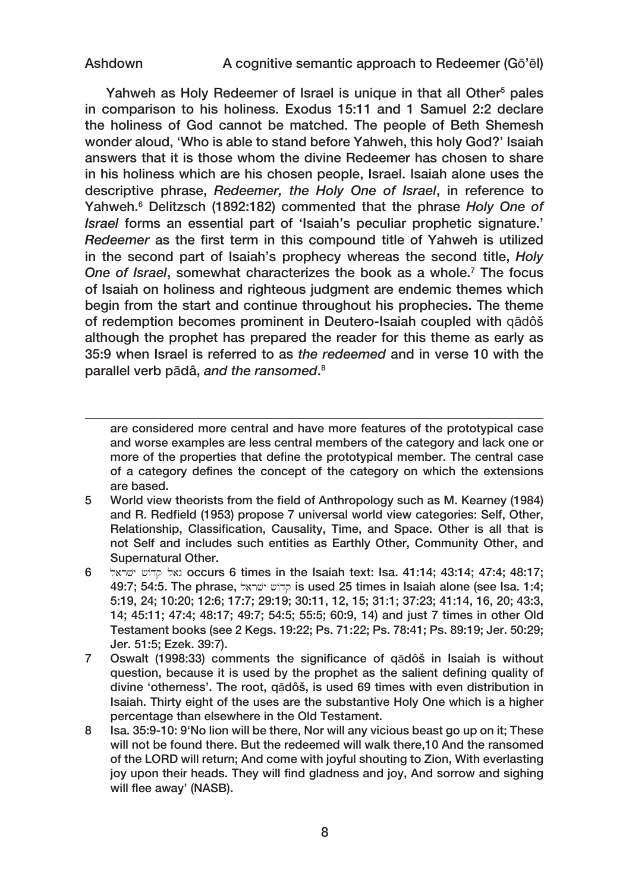Yahweh as Holy Redeemer of Israel is unique in that all Other[5] pales in comparison to his holiness. Exodus 15:11 and 1 Samuel 2:2 declare the holiness of God cannot be matched. The people of Beth Shemesh wonder aloud, 'Who is able to stand before Yahweh, this holy God?' Isaiah answers that it is those whom the divine Redeemer has chosen to share in his holiness which are his chosen people, Israel. Isaiah alone uses the descriptive phrase, *Redeemer, the Holy One of Israel*, in reference to Yahweh.[6] Delitzsch (1892:182) commented that the phrase *Holy One of Israel* forms an essential part of 'Isaiah's peculiar prophetic signature.' *Redeemer* as the first term in this compound title of Yahweh is utilized in the second part of Isaiah's prophecy whereas the second title, *Holy One of Israel*, somewhat characterizes the book as a whole.[7] The focus of Isaiah on holiness and righteous judgment are endemic themes which begin from the start and continue throughout his prophecies. The theme of redemption becomes prominent in Deutero-Isaiah coupled with qādôš although the prophet has prepared the reader for this theme as early as 35:9 when Israel is referred to as *the redeemed* and in verse 10 with the parallel verb pādâ, *and the ransomed*.[8]

---

are considered more central and have more features of the prototypical case and worse examples are less central members of the category and lack one or more of the properties that define the prototypical member. The central case of a category defines the concept of the category on which the extensions are based.

5 World view theorists from the field of Anthropology such as M. Kearney (1984) and R. Redfield (1953) propose 7 universal world view categories: Self, Other, Relationship, Classification, Causality, Time, and Space. Other is all that is not Self and includes such entities as Earthly Other, Community Other, and Supernatural Other.

6 גאל קדוש ישראל occurs 6 times in the Isaiah text: Isa. 41:14; 43:14; 47:4; 48:17; 49:7; 54:5. The phrase, קדוש ישראל is used 25 times in Isaiah alone (see Isa. 1:4; 5:19, 24; 10:20; 12:6; 17:7; 29:19; 30:11, 12, 15; 31:1; 37:23; 41:14, 16, 20; 43:3, 14; 45:11; 47:4; 48:17; 49:7; 54:5; 55:5; 60:9, 14) and just 7 times in other Old Testament books (see 2 Kegs. 19:22; Ps. 71:22; Ps. 78:41; Ps. 89:19; Jer. 50:29; Jer. 51:5; Ezek. 39:7).

7 Oswalt (1998:33) comments the significance of qādôš in Isaiah is without question, because it is used by the prophet as the salient defining quality of divine 'otherness'. The root, qādôš, is used 69 times with even distribution in Isaiah. Thirty eight of the uses are the substantive Holy One which is a higher percentage than elsewhere in the Old Testament.

8 Isa. 35:9-10: 9'No lion will be there, Nor will any vicious beast go up on it; These will not be found there. But the redeemed will walk there,10 And the ransomed of the LORD will return; And come with joyful shouting to Zion, With everlasting joy upon their heads. They will find gladness and joy, And sorrow and sighing will flee away' (NASB).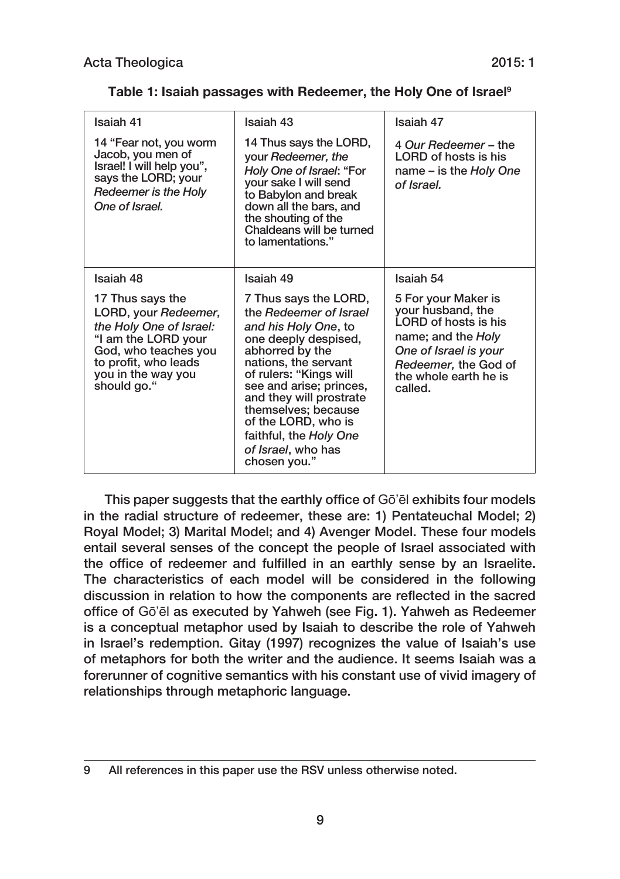**Table 1: Isaiah passages with Redeemer, the Holy One of Israel**[9]

| Isaiah 41 | Isaiah 43 | Isaiah 47 |
|---|---|---|
| 14 "Fear not, you worm Jacob, you men of Israel! I will help you", says the LORD; your *Redeemer is the Holy One of Israel.* | 14 Thus says the LORD, your *Redeemer, the Holy One of Israel*: "For your sake I will send to Babylon and break down all the bars, and the shouting of the Chaldeans will be turned to lamentations." | 4 *Our Redeemer* – the LORD of hosts is his name – is the *Holy One of Israel.* |
| **Isaiah 48** | **Isaiah 49** | **Isaiah 54** |
| 17 Thus says the LORD, your *Redeemer, the Holy One of Israel:* "I am the LORD your God, who teaches you to profit, who leads you in the way you should go." | 7 Thus says the LORD, the *Redeemer of Israel and his Holy One*, to one deeply despised, abhorred by the nations, the servant of rulers: "Kings will see and arise; princes, and they will prostrate themselves; because of the LORD, who is faithful, the *Holy One of Israel*, who has chosen you." | 5 For your Maker is your husband, the LORD of hosts is his name; and the *Holy One of Israel is your Redeemer,* the God of the whole earth he is called. |

This paper suggests that the earthly office of Gō'ēl exhibits four models in the radial structure of redeemer, these are: 1) Pentateuchal Model; 2) Royal Model; 3) Marital Model; and 4) Avenger Model. These four models entail several senses of the concept the people of Israel associated with the office of redeemer and fulfilled in an earthly sense by an Israelite. The characteristics of each model will be considered in the following discussion in relation to how the components are reflected in the sacred office of Gō'ēl as executed by Yahweh (see Fig. 1). Yahweh as Redeemer is a conceptual metaphor used by Isaiah to describe the role of Yahweh in Israel's redemption. Gitay (1997) recognizes the value of Isaiah's use of metaphors for both the writer and the audience. It seems Isaiah was a forerunner of cognitive semantics with his constant use of vivid imagery of relationships through metaphoric language.

9 All references in this paper use the RSV unless otherwise noted.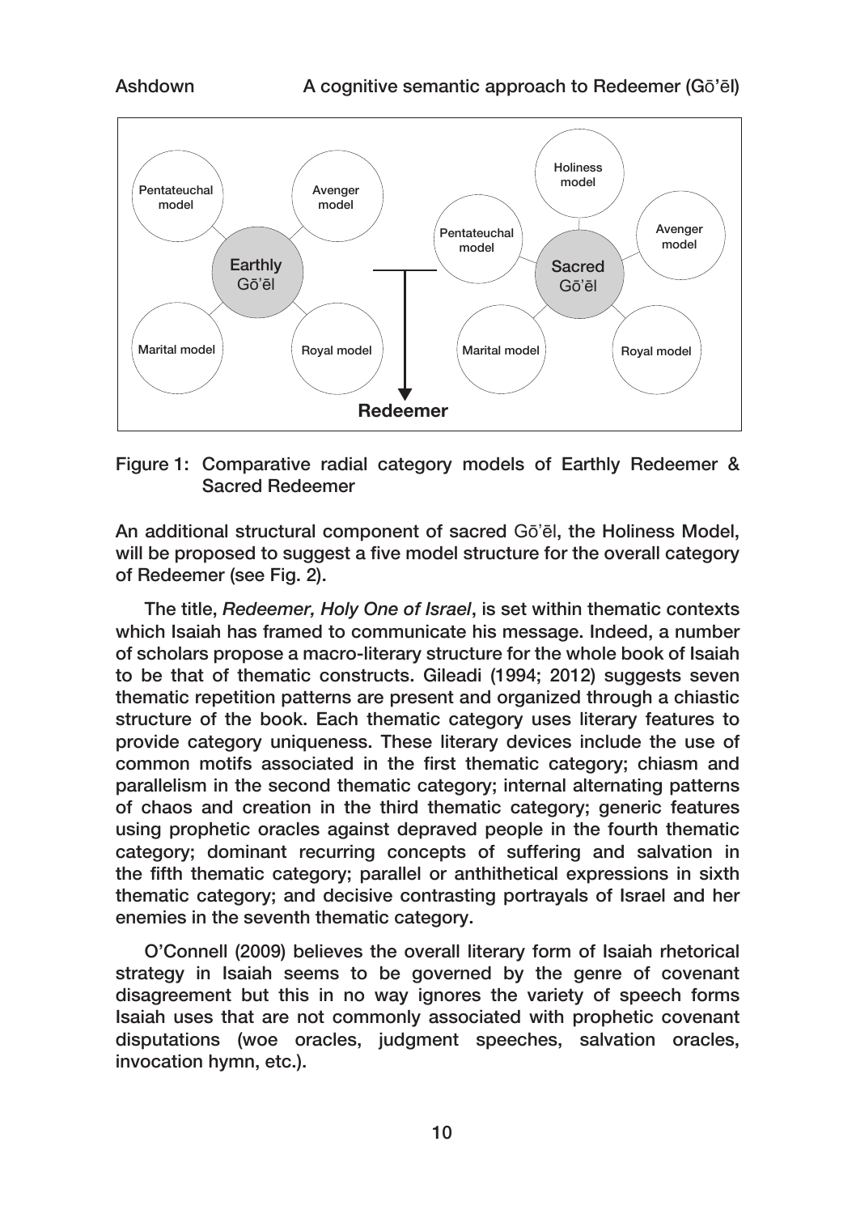Figure 1: Comparative radial category models of Earthly Redeemer & Sacred Redeemer

An additional structural component of sacred Gō'ēl, the Holiness Model, will be proposed to suggest a five model structure for the overall category of Redeemer (see Fig. 2).

The title, *Redeemer, Holy One of Israel*, is set within thematic contexts which Isaiah has framed to communicate his message. Indeed, a number of scholars propose a macro-literary structure for the whole book of Isaiah to be that of thematic constructs. Gileadi (1994; 2012) suggests seven thematic repetition patterns are present and organized through a chiastic structure of the book. Each thematic category uses literary features to provide category uniqueness. These literary devices include the use of common motifs associated in the first thematic category; chiasm and parallelism in the second thematic category; internal alternating patterns of chaos and creation in the third thematic category; generic features using prophetic oracles against depraved people in the fourth thematic category; dominant recurring concepts of suffering and salvation in the fifth thematic category; parallel or anthithetical expressions in sixth thematic category; and decisive contrasting portrayals of Israel and her enemies in the seventh thematic category.

O'Connell (2009) believes the overall literary form of Isaiah rhetorical strategy in Isaiah seems to be governed by the genre of covenant disagreement but this in no way ignores the variety of speech forms Isaiah uses that are not commonly associated with prophetic covenant disputations (woe oracles, judgment speeches, salvation oracles, invocation hymn, etc.).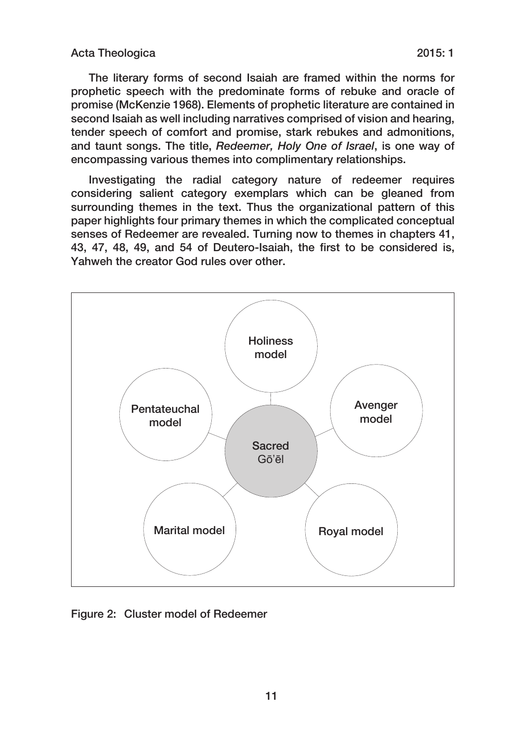The literary forms of second Isaiah are framed within the norms for prophetic speech with the predominate forms of rebuke and oracle of promise (McKenzie 1968). Elements of prophetic literature are contained in second Isaiah as well including narratives comprised of vision and hearing, tender speech of comfort and promise, stark rebukes and admonitions, and taunt songs. The title, *Redeemer, Holy One of Israel*, is one way of encompassing various themes into complimentary relationships.

Investigating the radial category nature of redeemer requires considering salient category exemplars which can be gleaned from surrounding themes in the text. Thus the organizational pattern of this paper highlights four primary themes in which the complicated conceptual senses of Redeemer are revealed. Turning now to themes in chapters 41, 43, 47, 48, 49, and 54 of Deutero-Isaiah, the first to be considered is, Yahweh the creator God rules over other.

Holiness model

Pentateuchal model

Avenger model

Sacred Gō'ēl

Marital model

Royal model

Figure 2: Cluster model of Redeemer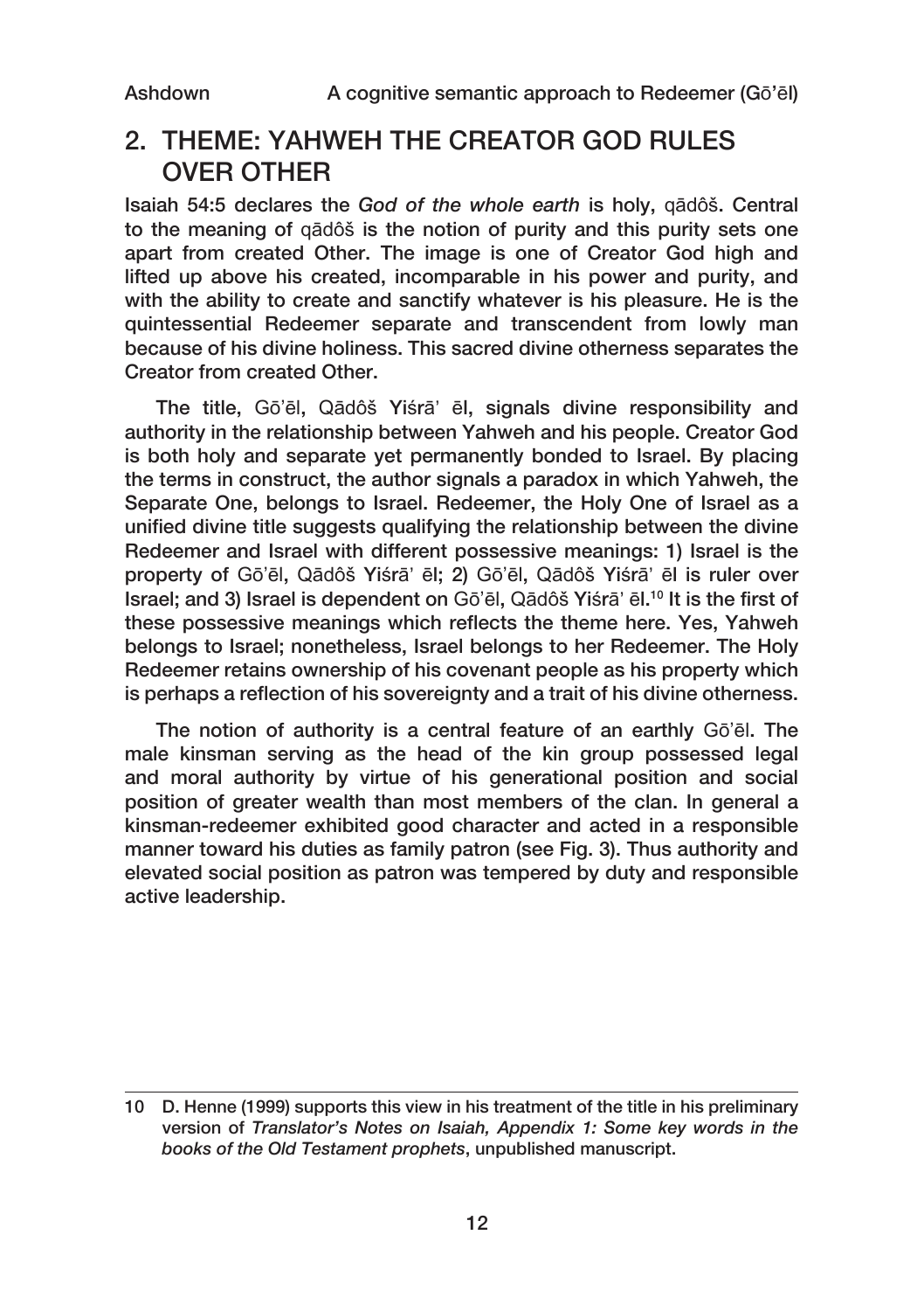## 2. THEME: YAHWEH THE CREATOR GOD RULES OVER OTHER

Isaiah 54:5 declares the *God of the whole earth* is holy, qādôš. Central to the meaning of qādôš is the notion of purity and this purity sets one apart from created Other. The image is one of Creator God high and lifted up above his created, incomparable in his power and purity, and with the ability to create and sanctify whatever is his pleasure. He is the quintessential Redeemer separate and transcendent from lowly man because of his divine holiness. This sacred divine otherness separates the Creator from created Other.

The title, Gō'ēl, Qādôš Yiśrā' ēl, signals divine responsibility and authority in the relationship between Yahweh and his people. Creator God is both holy and separate yet permanently bonded to Israel. By placing the terms in construct, the author signals a paradox in which Yahweh, the Separate One, belongs to Israel. Redeemer, the Holy One of Israel as a unified divine title suggests qualifying the relationship between the divine Redeemer and Israel with different possessive meanings: 1) Israel is the property of Gō'ēl, Qādôš Yiśrā' ēl; 2) Gō'ēl, Qādôš Yiśrā' ēl is ruler over Israel; and 3) Israel is dependent on Gō'ēl, Qādôš Yiśrā' ēl.[10] It is the first of these possessive meanings which reflects the theme here. Yes, Yahweh belongs to Israel; nonetheless, Israel belongs to her Redeemer. The Holy Redeemer retains ownership of his covenant people as his property which is perhaps a reflection of his sovereignty and a trait of his divine otherness.

The notion of authority is a central feature of an earthly Gō'ēl. The male kinsman serving as the head of the kin group possessed legal and moral authority by virtue of his generational position and social position of greater wealth than most members of the clan. In general a kinsman-redeemer exhibited good character and acted in a responsible manner toward his duties as family patron (see Fig. 3). Thus authority and elevated social position as patron was tempered by duty and responsible active leadership.

---

10 D. Henne (1999) supports this view in his treatment of the title in his preliminary version of *Translator's Notes on Isaiah, Appendix 1: Some key words in the books of the Old Testament prophets*, unpublished manuscript.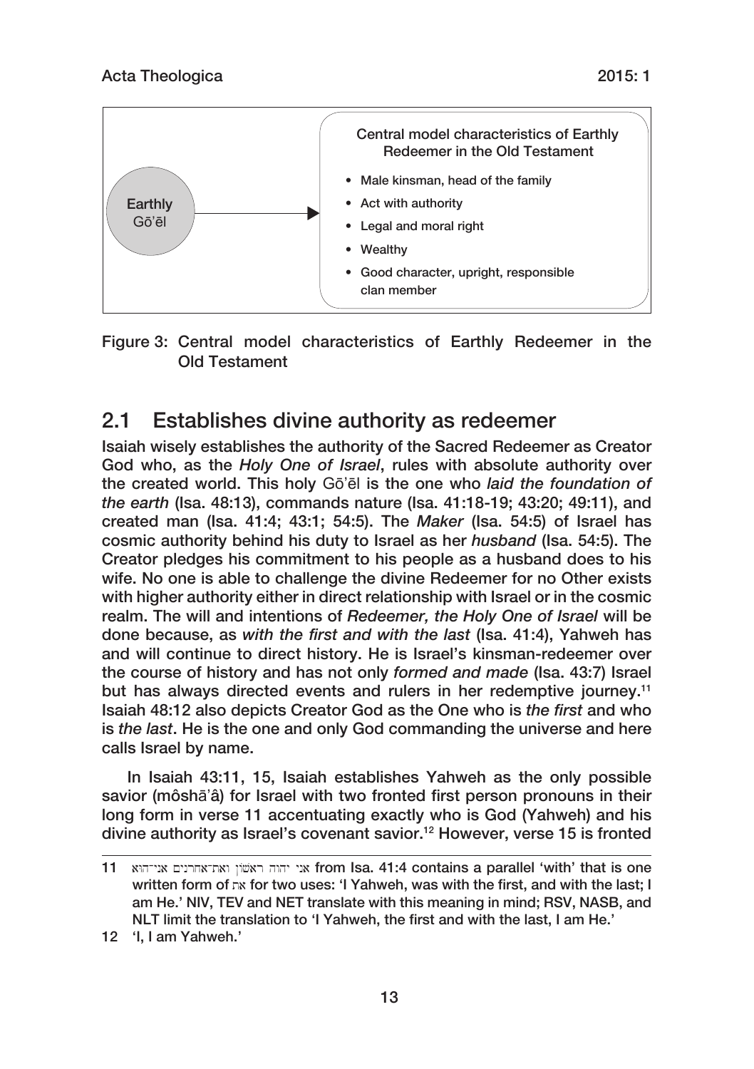Earthly Gō'ēl

Central model characteristics of Earthly Redeemer in the Old Testament

- Male kinsman, head of the family
- Act with authority
- Legal and moral right
- Wealthy
- Good character, upright, responsible clan member

Figure 3: Central model characteristics of Earthly Redeemer in the Old Testament

## 2.1 Establishes divine authority as redeemer

Isaiah wisely establishes the authority of the Sacred Redeemer as Creator God who, as the *Holy One of Israel*, rules with absolute authority over the created world. This holy Gō'ēl is the one who *laid the foundation of the earth* (Isa. 48:13), commands nature (Isa. 41:18-19; 43:20; 49:11), and created man (Isa. 41:4; 43:1; 54:5). The *Maker* (Isa. 54:5) of Israel has cosmic authority behind his duty to Israel as her *husband* (Isa. 54:5). The Creator pledges his commitment to his people as a husband does to his wife. No one is able to challenge the divine Redeemer for no Other exists with higher authority either in direct relationship with Israel or in the cosmic realm. The will and intentions of *Redeemer, the Holy One of Israel* will be done because, as *with the first and with the last* (Isa. 41:4), Yahweh has and will continue to direct history. He is Israel's kinsman-redeemer over the course of history and has not only *formed and made* (Isa. 43:7) Israel but has always directed events and rulers in her redemptive journey.[11] Isaiah 48:12 also depicts Creator God as the One who is *the first* and who is *the last*. He is the one and only God commanding the universe and here calls Israel by name.

In Isaiah 43:11, 15, Isaiah establishes Yahweh as the only possible savior (môshā'â) for Israel with two fronted first person pronouns in their long form in verse 11 accentuating exactly who is God (Yahweh) and his divine authority as Israel's covenant savior.[12] However, verse 15 is fronted

---

11 אני יהוה ראשון ואת־אחרנים אני־הוא from Isa. 41:4 contains a parallel 'with' that is one written form of את for two uses: 'I Yahweh, was with the first, and with the last; I am He.' NIV, TEV and NET translate with this meaning in mind; RSV, NASB, and NLT limit the translation to 'I Yahweh, the first and with the last, I am He.'

12 'I, I am Yahweh.'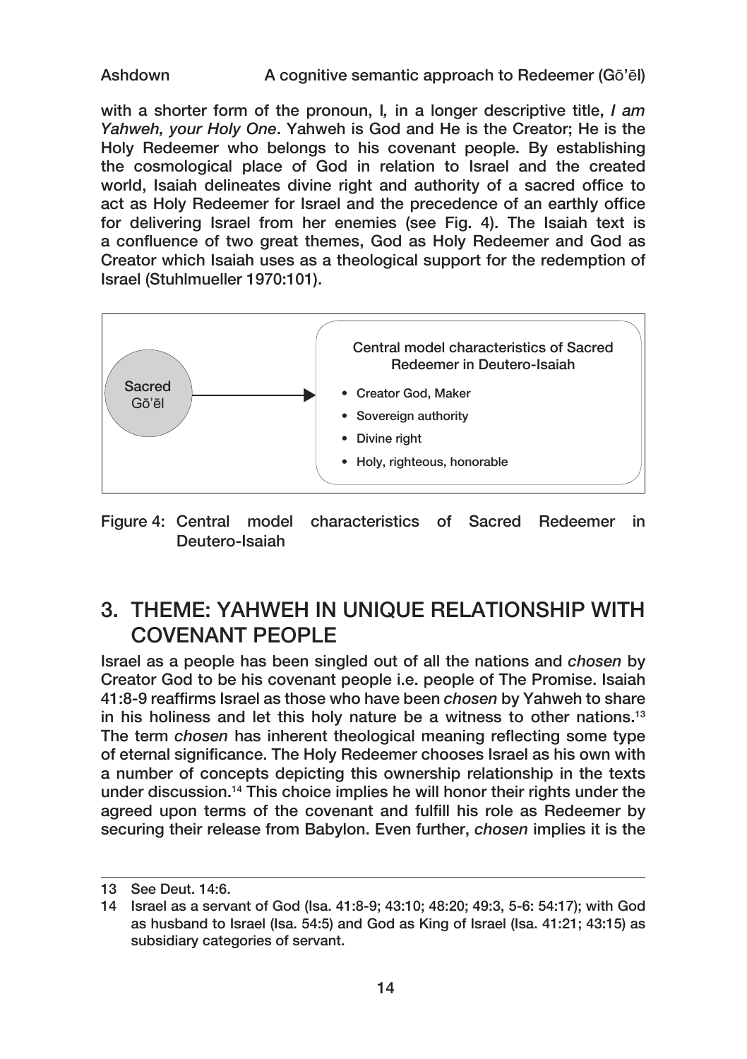with a shorter form of the pronoun, I*,* in a longer descriptive title, *I am Yahweh, your Holy One*. Yahweh is God and He is the Creator; He is the Holy Redeemer who belongs to his covenant people. By establishing the cosmological place of God in relation to Israel and the created world, Isaiah delineates divine right and authority of a sacred office to act as Holy Redeemer for Israel and the precedence of an earthly office for delivering Israel from her enemies (see Fig. 4). The Isaiah text is a confluence of two great themes, God as Holy Redeemer and God as Creator which Isaiah uses as a theological support for the redemption of Israel (Stuhlmueller 1970:101).

Sacred Gō'ēl → Central model characteristics of Sacred Redeemer in Deutero-Isaiah

- Creator God, Maker
- Sovereign authority
- Divine right
- Holy, righteous, honorable

Figure 4: Central model characteristics of Sacred Redeemer in Deutero-Isaiah

## 3. THEME: YAHWEH IN UNIQUE RELATIONSHIP WITH COVENANT PEOPLE

Israel as a people has been singled out of all the nations and *chosen* by Creator God to be his covenant people i.e. people of The Promise. Isaiah 41:8-9 reaffirms Israel as those who have been *chosen* by Yahweh to share in his holiness and let this holy nature be a witness to other nations.[13] The term *chosen* has inherent theological meaning reflecting some type of eternal significance. The Holy Redeemer chooses Israel as his own with a number of concepts depicting this ownership relationship in the texts under discussion.[14] This choice implies he will honor their rights under the agreed upon terms of the covenant and fulfill his role as Redeemer by securing their release from Babylon. Even further, *chosen* implies it is the

---

13 See Deut. 14:6.

14 Israel as a servant of God (Isa. 41:8-9; 43:10; 48:20; 49:3, 5-6: 54:17); with God as husband to Israel (Isa. 54:5) and God as King of Israel (Isa. 41:21; 43:15) as subsidiary categories of servant.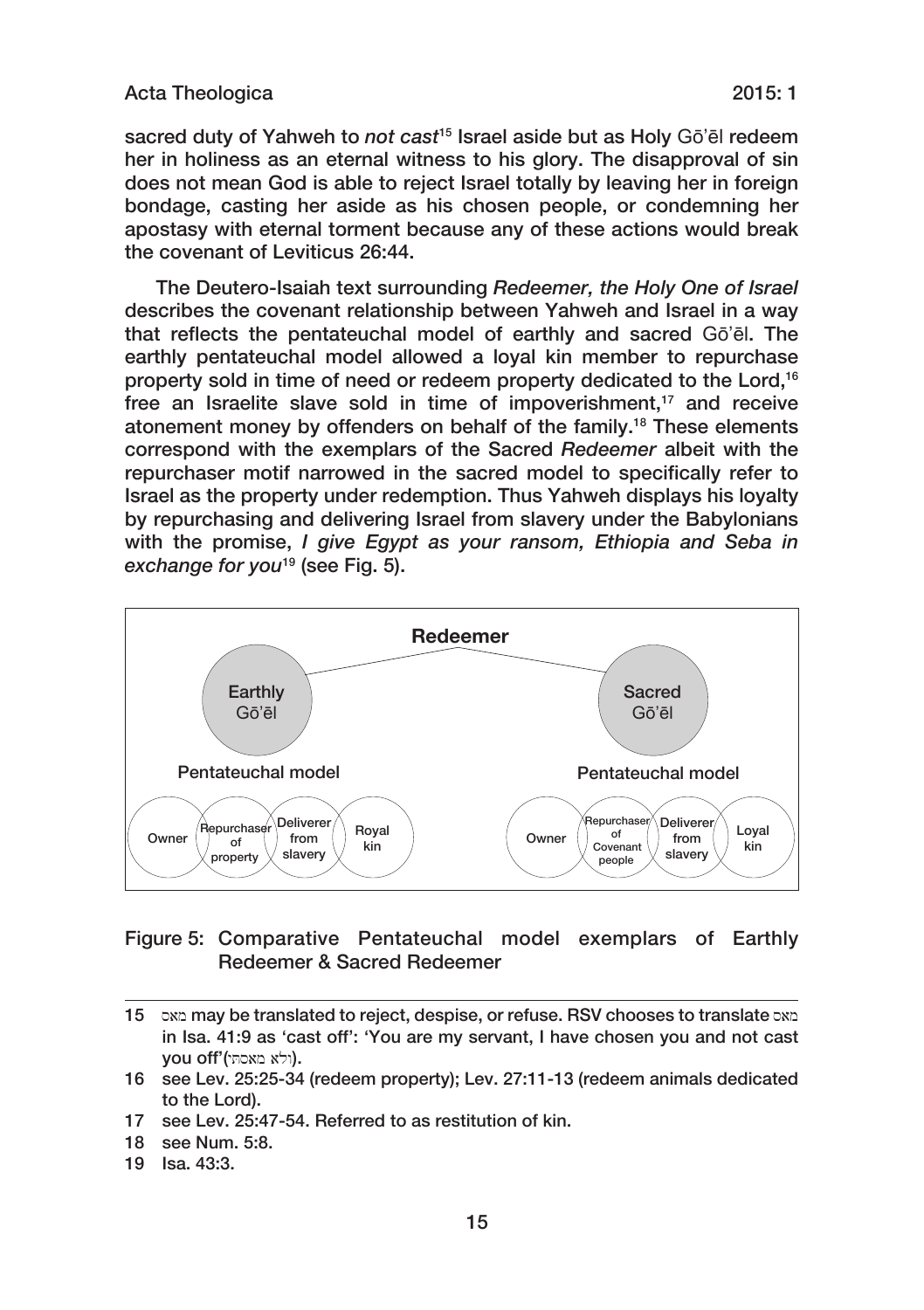sacred duty of Yahweh to *not cast*[15] Israel aside but as Holy Gō'ēl redeem her in holiness as an eternal witness to his glory. The disapproval of sin does not mean God is able to reject Israel totally by leaving her in foreign bondage, casting her aside as his chosen people, or condemning her apostasy with eternal torment because any of these actions would break the covenant of Leviticus 26:44.

The Deutero-Isaiah text surrounding *Redeemer, the Holy One of Israel* describes the covenant relationship between Yahweh and Israel in a way that reflects the pentateuchal model of earthly and sacred Gō'ēl. The earthly pentateuchal model allowed a loyal kin member to repurchase property sold in time of need or redeem property dedicated to the Lord,[16] free an Israelite slave sold in time of impoverishment,[17] and receive atonement money by offenders on behalf of the family.[18] These elements correspond with the exemplars of the Sacred *Redeemer* albeit with the repurchaser motif narrowed in the sacred model to specifically refer to Israel as the property under redemption. Thus Yahweh displays his loyalty by repurchasing and delivering Israel from slavery under the Babylonians with the promise, *I give Egypt as your ransom, Ethiopia and Seba in exchange for you*[19] (see Fig. 5).

Figure 5: Comparative Pentateuchal model exemplars of Earthly Redeemer & Sacred Redeemer

---

15 מאס may be translated to reject, despise, or refuse. RSV chooses to translate מאס in Isa. 41:9 as 'cast off': 'You are my servant, I have chosen you and not cast you off'(ולא מאסתיך).

16 see Lev. 25:25-34 (redeem property); Lev. 27:11-13 (redeem animals dedicated to the Lord).

17 see Lev. 25:47-54. Referred to as restitution of kin.

18 see Num. 5:8.

19 Isa. 43:3.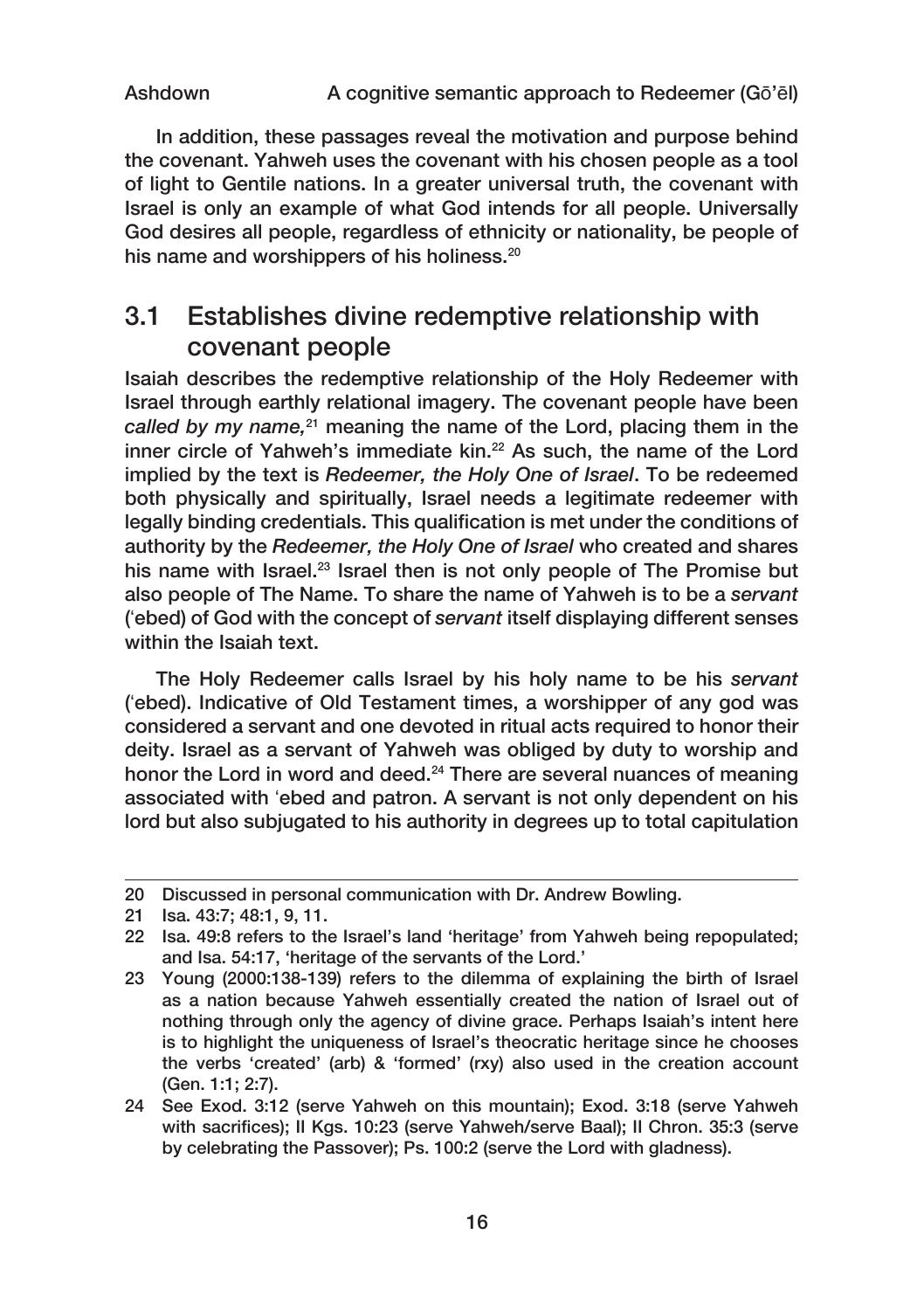In addition, these passages reveal the motivation and purpose behind the covenant. Yahweh uses the covenant with his chosen people as a tool of light to Gentile nations. In a greater universal truth, the covenant with Israel is only an example of what God intends for all people. Universally God desires all people, regardless of ethnicity or nationality, be people of his name and worshippers of his holiness.[20]

## 3.1 Establishes divine redemptive relationship with covenant people

Isaiah describes the redemptive relationship of the Holy Redeemer with Israel through earthly relational imagery. The covenant people have been *called by my name,*[21] meaning the name of the Lord, placing them in the inner circle of Yahweh's immediate kin.[22] As such, the name of the Lord implied by the text is *Redeemer, the Holy One of Israel*. To be redeemed both physically and spiritually, Israel needs a legitimate redeemer with legally binding credentials. This qualification is met under the conditions of authority by the *Redeemer, the Holy One of Israel* who created and shares his name with Israel.[23] Israel then is not only people of The Promise but also people of The Name. To share the name of Yahweh is to be a *servant* (ʿebed) of God with the concept of *servant* itself displaying different senses within the Isaiah text.

The Holy Redeemer calls Israel by his holy name to be his *servant* (ʿebed). Indicative of Old Testament times, a worshipper of any god was considered a servant and one devoted in ritual acts required to honor their deity. Israel as a servant of Yahweh was obliged by duty to worship and honor the Lord in word and deed.[24] There are several nuances of meaning associated with ʿebed and patron. A servant is not only dependent on his lord but also subjugated to his authority in degrees up to total capitulation

---

20 Discussed in personal communication with Dr. Andrew Bowling.

21 Isa. 43:7; 48:1, 9, 11.

22 Isa. 49:8 refers to the Israel's land 'heritage' from Yahweh being repopulated; and Isa. 54:17, 'heritage of the servants of the Lord.'

23 Young (2000:138-139) refers to the dilemma of explaining the birth of Israel as a nation because Yahweh essentially created the nation of Israel out of nothing through only the agency of divine grace. Perhaps Isaiah's intent here is to highlight the uniqueness of Israel's theocratic heritage since he chooses the verbs 'created' (arb) & 'formed' (rxy) also used in the creation account (Gen. 1:1; 2:7).

24 See Exod. 3:12 (serve Yahweh on this mountain); Exod. 3:18 (serve Yahweh with sacrifices); II Kgs. 10:23 (serve Yahweh/serve Baal); II Chron. 35:3 (serve by celebrating the Passover); Ps. 100:2 (serve the Lord with gladness).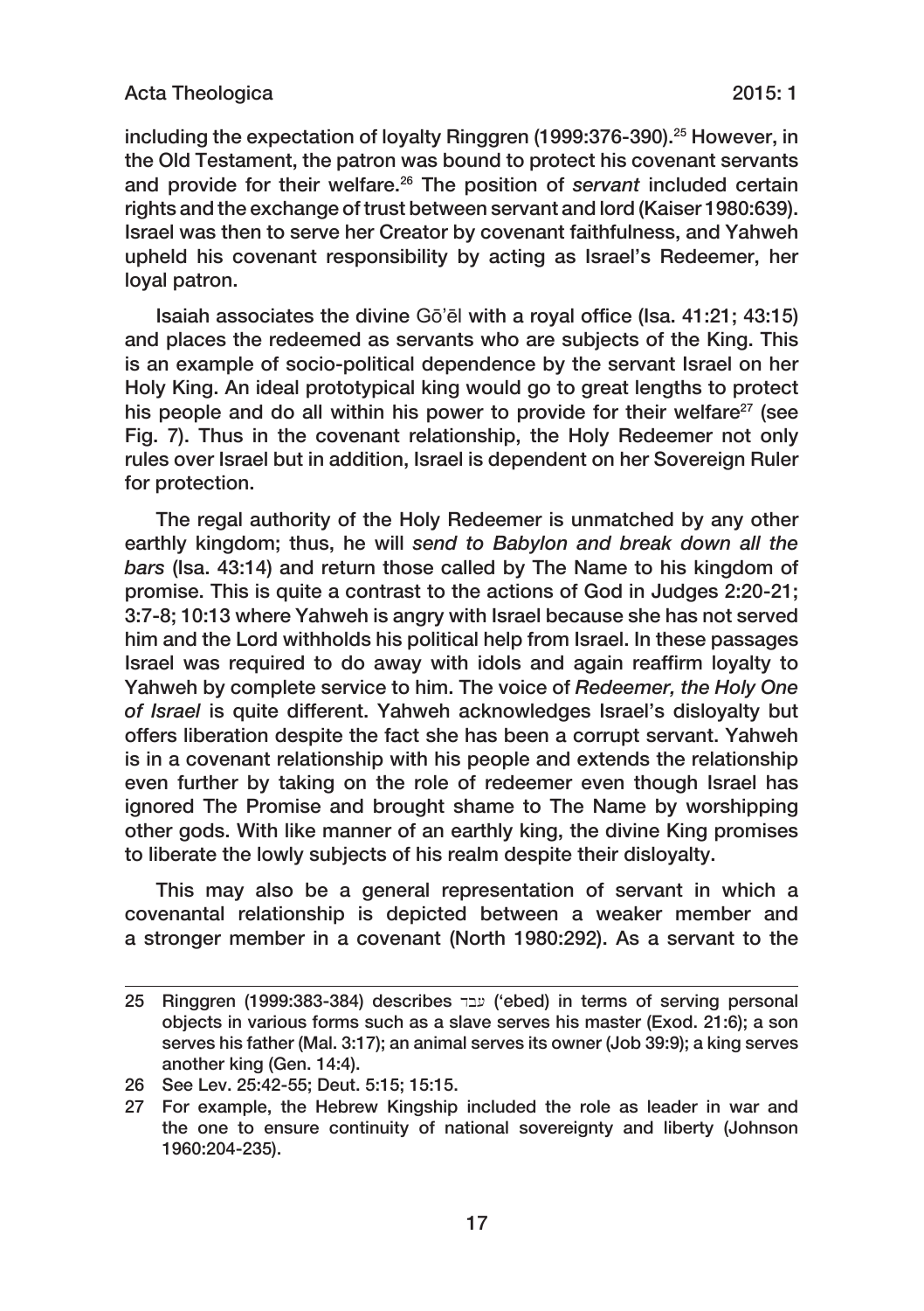including the expectation of loyalty Ringgren (1999:376-390).[25] However, in the Old Testament, the patron was bound to protect his covenant servants and provide for their welfare.[26] The position of *servant* included certain rights and the exchange of trust between servant and lord (Kaiser 1980:639). Israel was then to serve her Creator by covenant faithfulness, and Yahweh upheld his covenant responsibility by acting as Israel's Redeemer, her loyal patron.

Isaiah associates the divine Gō'ēl with a royal office (Isa. 41:21; 43:15) and places the redeemed as servants who are subjects of the King. This is an example of socio-political dependence by the servant Israel on her Holy King. An ideal prototypical king would go to great lengths to protect his people and do all within his power to provide for their welfare[27] (see Fig. 7). Thus in the covenant relationship, the Holy Redeemer not only rules over Israel but in addition, Israel is dependent on her Sovereign Ruler for protection.

The regal authority of the Holy Redeemer is unmatched by any other earthly kingdom; thus, he will *send to Babylon and break down all the bars* (Isa. 43:14) and return those called by The Name to his kingdom of promise. This is quite a contrast to the actions of God in Judges 2:20-21; 3:7-8; 10:13 where Yahweh is angry with Israel because she has not served him and the Lord withholds his political help from Israel. In these passages Israel was required to do away with idols and again reaffirm loyalty to Yahweh by complete service to him. The voice of *Redeemer, the Holy One of Israel* is quite different. Yahweh acknowledges Israel's disloyalty but offers liberation despite the fact she has been a corrupt servant. Yahweh is in a covenant relationship with his people and extends the relationship even further by taking on the role of redeemer even though Israel has ignored The Promise and brought shame to The Name by worshipping other gods. With like manner of an earthly king, the divine King promises to liberate the lowly subjects of his realm despite their disloyalty.

This may also be a general representation of servant in which a covenantal relationship is depicted between a weaker member and a stronger member in a covenant (North 1980:292). As a servant to the

---

25 Ringgren (1999:383-384) describes עבד ('ebed) in terms of serving personal objects in various forms such as a slave serves his master (Exod. 21:6); a son serves his father (Mal. 3:17); an animal serves its owner (Job 39:9); a king serves another king (Gen. 14:4).

26 See Lev. 25:42-55; Deut. 5:15; 15:15.

27 For example, the Hebrew Kingship included the role as leader in war and the one to ensure continuity of national sovereignty and liberty (Johnson 1960:204-235).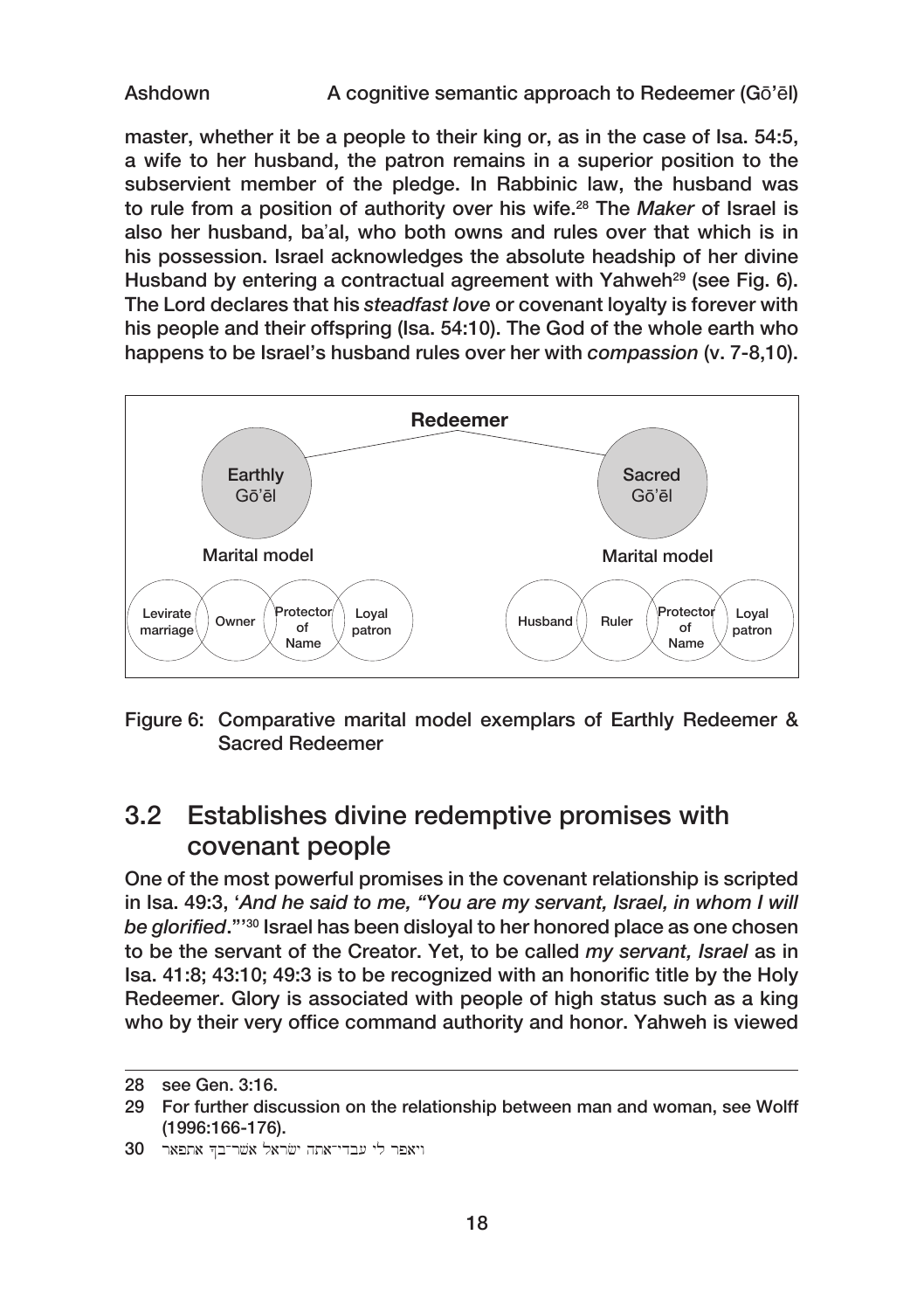master, whether it be a people to their king or, as in the case of Isa. 54:5, a wife to her husband, the patron remains in a superior position to the subservient member of the pledge. In Rabbinic law, the husband was to rule from a position of authority over his wife.[28] The *Maker* of Israel is also her husband, ba'al, who both owns and rules over that which is in his possession. Israel acknowledges the absolute headship of her divine Husband by entering a contractual agreement with Yahweh[29] (see Fig. 6). The Lord declares that his *steadfast love* or covenant loyalty is forever with his people and their offspring (Isa. 54:10). The God of the whole earth who happens to be Israel's husband rules over her with *compassion* (v. 7-8,10).

**Redeemer**

Earthly Gō'ēl — Marital model: Levirate marriage; Owner; Protector of Name; Loyal patron

Sacred Gō'ēl — Marital model: Husband; Ruler; Protector of Name; Loyal patron

Figure 6: Comparative marital model exemplars of Earthly Redeemer & Sacred Redeemer

## 3.2 Establishes divine redemptive promises with covenant people

One of the most powerful promises in the covenant relationship is scripted in Isa. 49:3, '*And he said to me, "You are my servant, Israel, in whom I will be glorified*."'[30] Israel has been disloyal to her honored place as one chosen to be the servant of the Creator. Yet, to be called *my servant, Israel* as in Isa. 41:8; 43:10; 49:3 is to be recognized with an honorific title by the Holy Redeemer. Glory is associated with people of high status such as a king who by their very office command authority and honor. Yahweh is viewed

---

28 see Gen. 3:16.

29 For further discussion on the relationship between man and woman, see Wolff (1996:166-176).

30 ויאמר לי עבדי־אתה ישׂראל אשר־בך אתפאר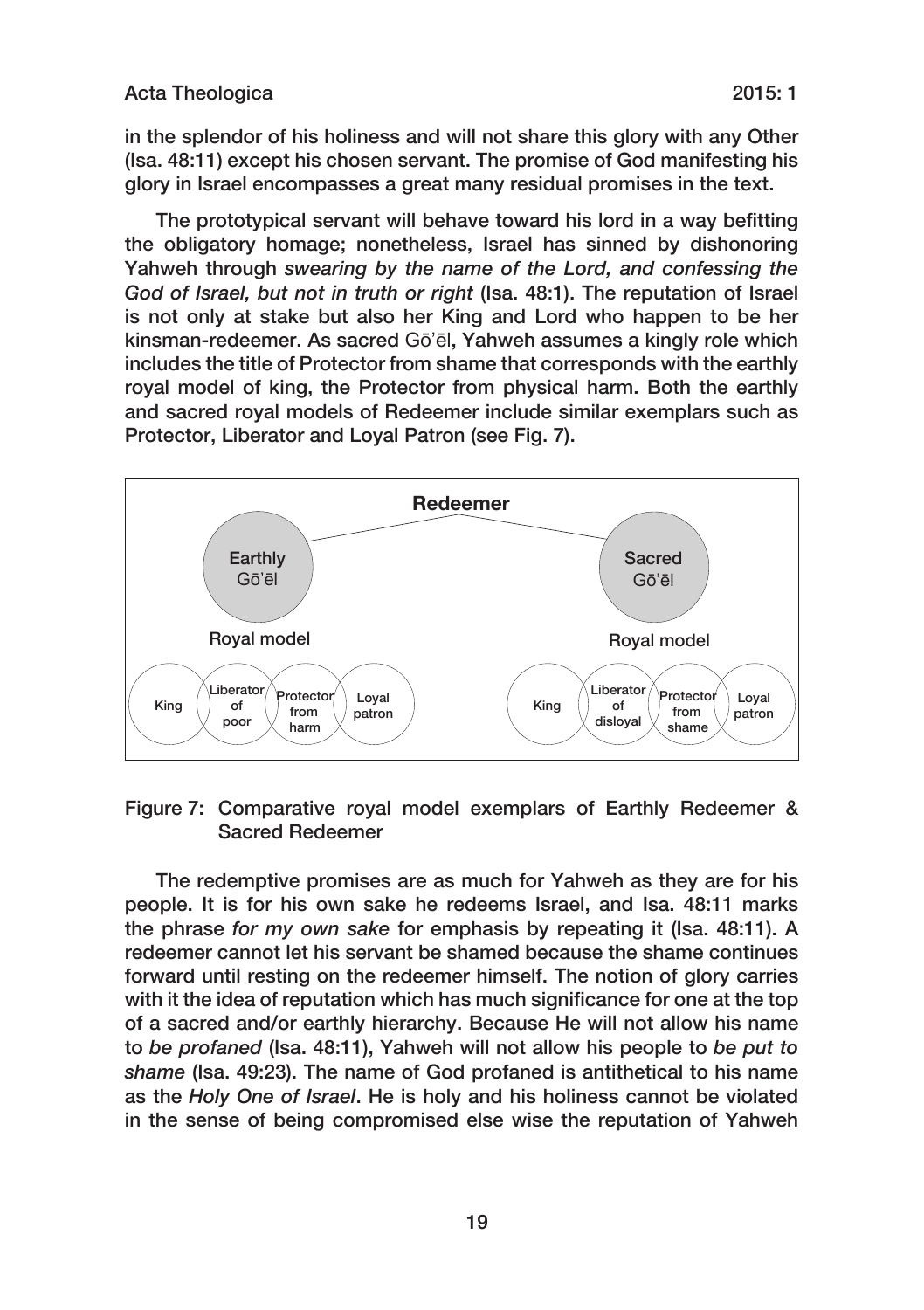in the splendor of his holiness and will not share this glory with any Other (Isa. 48:11) except his chosen servant. The promise of God manifesting his glory in Israel encompasses a great many residual promises in the text.

The prototypical servant will behave toward his lord in a way befitting the obligatory homage; nonetheless, Israel has sinned by dishonoring Yahweh through *swearing by the name of the Lord, and confessing the God of Israel, but not in truth or right* (Isa. 48:1). The reputation of Israel is not only at stake but also her King and Lord who happen to be her kinsman-redeemer. As sacred Gō'ēl, Yahweh assumes a kingly role which includes the title of Protector from shame that corresponds with the earthly royal model of king, the Protector from physical harm. Both the earthly and sacred royal models of Redeemer include similar exemplars such as Protector, Liberator and Loyal Patron (see Fig. 7).

Figure 7: Comparative royal model exemplars of Earthly Redeemer & Sacred Redeemer

The redemptive promises are as much for Yahweh as they are for his people. It is for his own sake he redeems Israel, and Isa. 48:11 marks the phrase *for my own sake* for emphasis by repeating it (Isa. 48:11). A redeemer cannot let his servant be shamed because the shame continues forward until resting on the redeemer himself. The notion of glory carries with it the idea of reputation which has much significance for one at the top of a sacred and/or earthly hierarchy. Because He will not allow his name to *be profaned* (Isa. 48:11), Yahweh will not allow his people to *be put to shame* (Isa. 49:23). The name of God profaned is antithetical to his name as the *Holy One of Israel*. He is holy and his holiness cannot be violated in the sense of being compromised else wise the reputation of Yahweh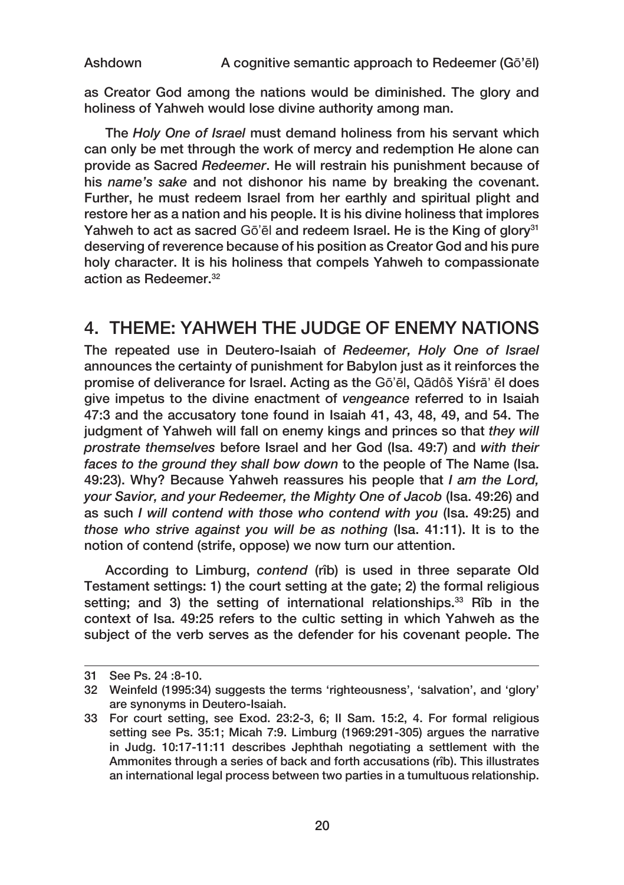as Creator God among the nations would be diminished. The glory and holiness of Yahweh would lose divine authority among man.

The *Holy One of Israel* must demand holiness from his servant which can only be met through the work of mercy and redemption He alone can provide as Sacred *Redeemer*. He will restrain his punishment because of his *name's sake* and not dishonor his name by breaking the covenant. Further, he must redeem Israel from her earthly and spiritual plight and restore her as a nation and his people. It is his divine holiness that implores Yahweh to act as sacred Gō'ēl and redeem Israel. He is the King of glory[31] deserving of reverence because of his position as Creator God and his pure holy character. It is his holiness that compels Yahweh to compassionate action as Redeemer.[32]

## 4. THEME: YAHWEH THE JUDGE OF ENEMY NATIONS

The repeated use in Deutero-Isaiah of *Redeemer, Holy One of Israel* announces the certainty of punishment for Babylon just as it reinforces the promise of deliverance for Israel. Acting as the Gō'ēl, Qādôš Yiśrā' ēl does give impetus to the divine enactment of *vengeance* referred to in Isaiah 47:3 and the accusatory tone found in Isaiah 41, 43, 48, 49, and 54. The judgment of Yahweh will fall on enemy kings and princes so that *they will prostrate themselves* before Israel and her God (Isa. 49:7) and *with their faces to the ground they shall bow down* to the people of The Name (Isa. 49:23). Why? Because Yahweh reassures his people that *I am the Lord, your Savior, and your Redeemer, the Mighty One of Jacob* (Isa. 49:26) and as such *I will contend with those who contend with you* (Isa. 49:25) and *those who strive against you will be as nothing* (Isa. 41:11). It is to the notion of contend (strife, oppose) we now turn our attention.

According to Limburg, *contend* (rîb) is used in three separate Old Testament settings: 1) the court setting at the gate; 2) the formal religious setting; and 3) the setting of international relationships.[33] Rîb in the context of Isa. 49:25 refers to the cultic setting in which Yahweh as the subject of the verb serves as the defender for his covenant people. The

---

31 See Ps. 24 :8-10.

32 Weinfeld (1995:34) suggests the terms 'righteousness', 'salvation', and 'glory' are synonyms in Deutero-Isaiah.

33 For court setting, see Exod. 23:2-3, 6; II Sam. 15:2, 4. For formal religious setting see Ps. 35:1; Micah 7:9. Limburg (1969:291-305) argues the narrative in Judg. 10:17-11:11 describes Jephthah negotiating a settlement with the Ammonites through a series of back and forth accusations (rîb). This illustrates an international legal process between two parties in a tumultuous relationship.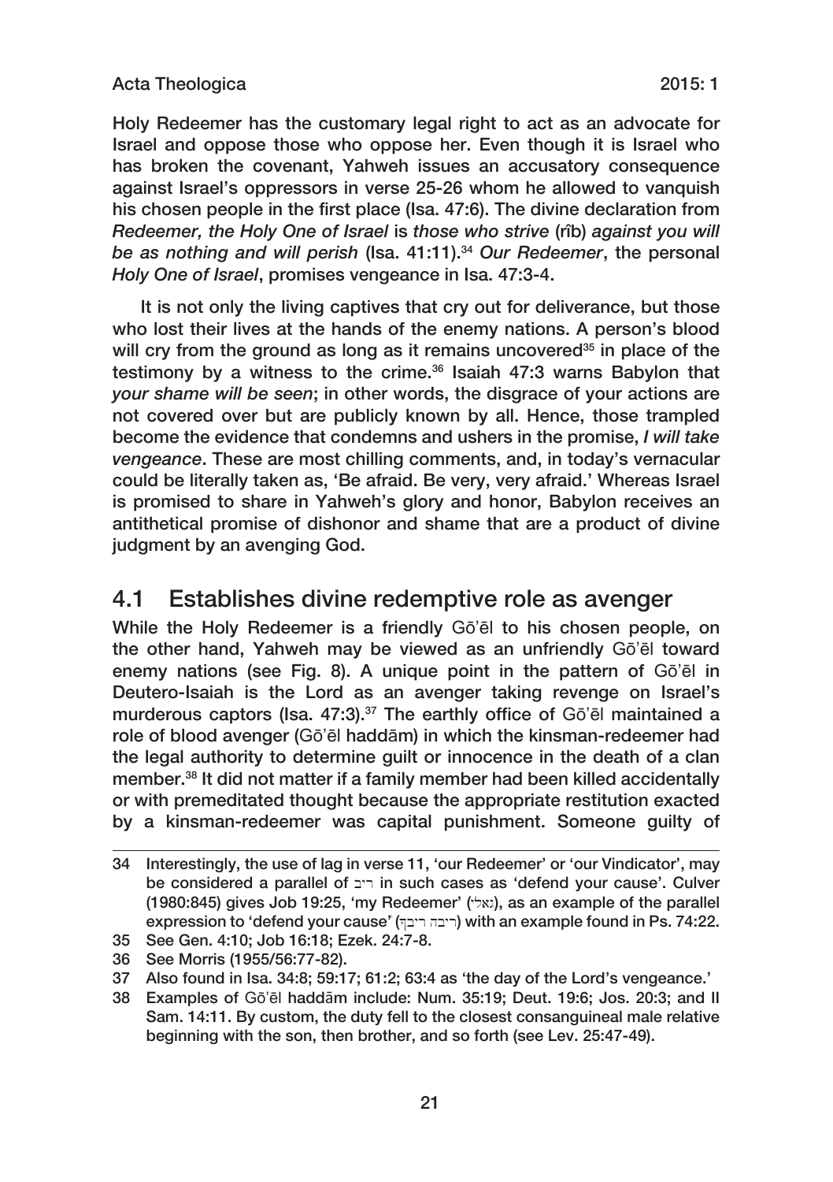Holy Redeemer has the customary legal right to act as an advocate for Israel and oppose those who oppose her. Even though it is Israel who has broken the covenant, Yahweh issues an accusatory consequence against Israel's oppressors in verse 25-26 whom he allowed to vanquish his chosen people in the first place (Isa. 47:6). The divine declaration from *Redeemer, the Holy One of Israel* is *those who strive* (rîb) *against you will be as nothing and will perish* (Isa. 41:11).[34] *Our Redeemer*, the personal *Holy One of Israel*, promises vengeance in Isa. 47:3-4.

It is not only the living captives that cry out for deliverance, but those who lost their lives at the hands of the enemy nations. A person's blood will cry from the ground as long as it remains uncovered[35] in place of the testimony by a witness to the crime.[36] Isaiah 47:3 warns Babylon that *your shame will be seen*; in other words, the disgrace of your actions are not covered over but are publicly known by all. Hence, those trampled become the evidence that condemns and ushers in the promise, *I will take vengeance*. These are most chilling comments, and, in today's vernacular could be literally taken as, 'Be afraid. Be very, very afraid.' Whereas Israel is promised to share in Yahweh's glory and honor, Babylon receives an antithetical promise of dishonor and shame that are a product of divine judgment by an avenging God.

## 4.1 Establishes divine redemptive role as avenger

While the Holy Redeemer is a friendly Gō'ēl to his chosen people, on the other hand, Yahweh may be viewed as an unfriendly Gō'ēl toward enemy nations (see Fig. 8). A unique point in the pattern of Gō'ēl in Deutero-Isaiah is the Lord as an avenger taking revenge on Israel's murderous captors (Isa. 47:3).[37] The earthly office of Gō'ēl maintained a role of blood avenger (Gō'ēl haddām) in which the kinsman-redeemer had the legal authority to determine guilt or innocence in the death of a clan member.[38] It did not matter if a family member had been killed accidentally or with premeditated thought because the appropriate restitution exacted by a kinsman-redeemer was capital punishment. Someone guilty of

---

34 Interestingly, the use of lag in verse 11, 'our Redeemer' or 'our Vindicator', may be considered a parallel of ריב in such cases as 'defend your cause'. Culver (1980:845) gives Job 19:25, 'my Redeemer' (גאלי), as an example of the parallel expression to 'defend your cause' (ריבה ריבך) with an example found in Ps. 74:22.

35 See Gen. 4:10; Job 16:18; Ezek. 24:7-8.

36 See Morris (1955/56:77-82).

37 Also found in Isa. 34:8; 59:17; 61:2; 63:4 as 'the day of the Lord's vengeance.'

38 Examples of Gō'ēl haddām include: Num. 35:19; Deut. 19:6; Jos. 20:3; and II Sam. 14:11. By custom, the duty fell to the closest consanguineal male relative beginning with the son, then brother, and so forth (see Lev. 25:47-49).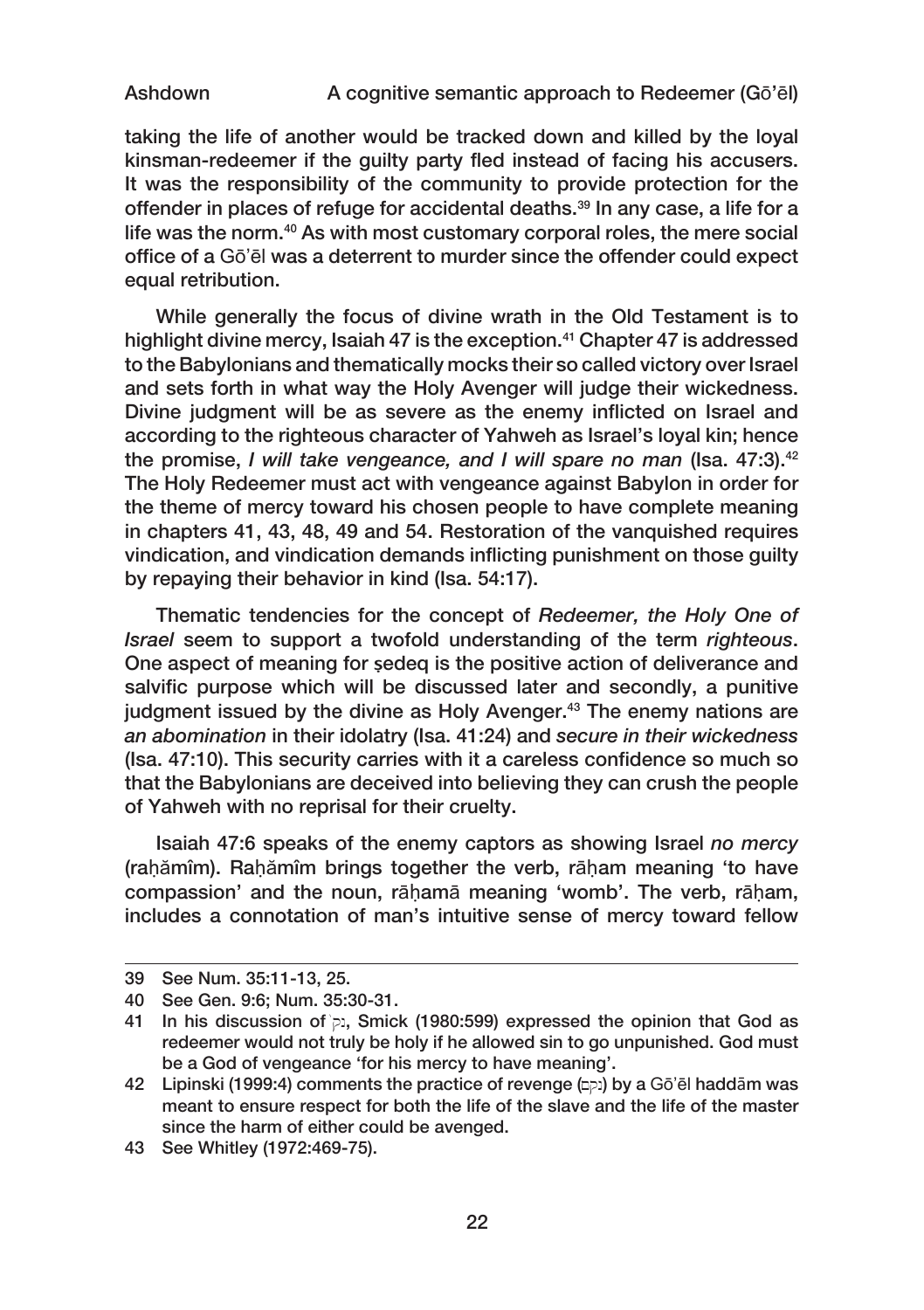taking the life of another would be tracked down and killed by the loyal kinsman-redeemer if the guilty party fled instead of facing his accusers. It was the responsibility of the community to provide protection for the offender in places of refuge for accidental deaths.[39] In any case, a life for a life was the norm.[40] As with most customary corporal roles, the mere social office of a Gō'ēl was a deterrent to murder since the offender could expect equal retribution.

While generally the focus of divine wrath in the Old Testament is to highlight divine mercy, Isaiah 47 is the exception.[41] Chapter 47 is addressed to the Babylonians and thematically mocks their so called victory over Israel and sets forth in what way the Holy Avenger will judge their wickedness. Divine judgment will be as severe as the enemy inflicted on Israel and according to the righteous character of Yahweh as Israel's loyal kin; hence the promise, *I will take vengeance, and I will spare no man* (Isa. 47:3).[42] The Holy Redeemer must act with vengeance against Babylon in order for the theme of mercy toward his chosen people to have complete meaning in chapters 41, 43, 48, 49 and 54. Restoration of the vanquished requires vindication, and vindication demands inflicting punishment on those guilty by repaying their behavior in kind (Isa. 54:17).

Thematic tendencies for the concept of *Redeemer, the Holy One of Israel* seem to support a twofold understanding of the term *righteous*. One aspect of meaning for ṣedeq is the positive action of deliverance and salvific purpose which will be discussed later and secondly, a punitive judgment issued by the divine as Holy Avenger.[43] The enemy nations are *an abomination* in their idolatry (Isa. 41:24) and *secure in their wickedness* (Isa. 47:10). This security carries with it a careless confidence so much so that the Babylonians are deceived into believing they can crush the people of Yahweh with no reprisal for their cruelty.

Isaiah 47:6 speaks of the enemy captors as showing Israel *no mercy* (raḥămîm). Raḥămîm brings together the verb, rāḥam meaning 'to have compassion' and the noun, rāḥamā meaning 'womb'. The verb, rāḥam, includes a connotation of man's intuitive sense of mercy toward fellow

---

39 See Num. 35:11-13, 25.

40 See Gen. 9:6; Num. 35:30-31.

41 In his discussion of נקם, Smick (1980:599) expressed the opinion that God as redeemer would not truly be holy if he allowed sin to go unpunished. God must be a God of vengeance 'for his mercy to have meaning'.

42 Lipinski (1999:4) comments the practice of revenge (נקם) by a Gō'ēl haddām was meant to ensure respect for both the life of the slave and the life of the master since the harm of either could be avenged.

43 See Whitley (1972:469-75).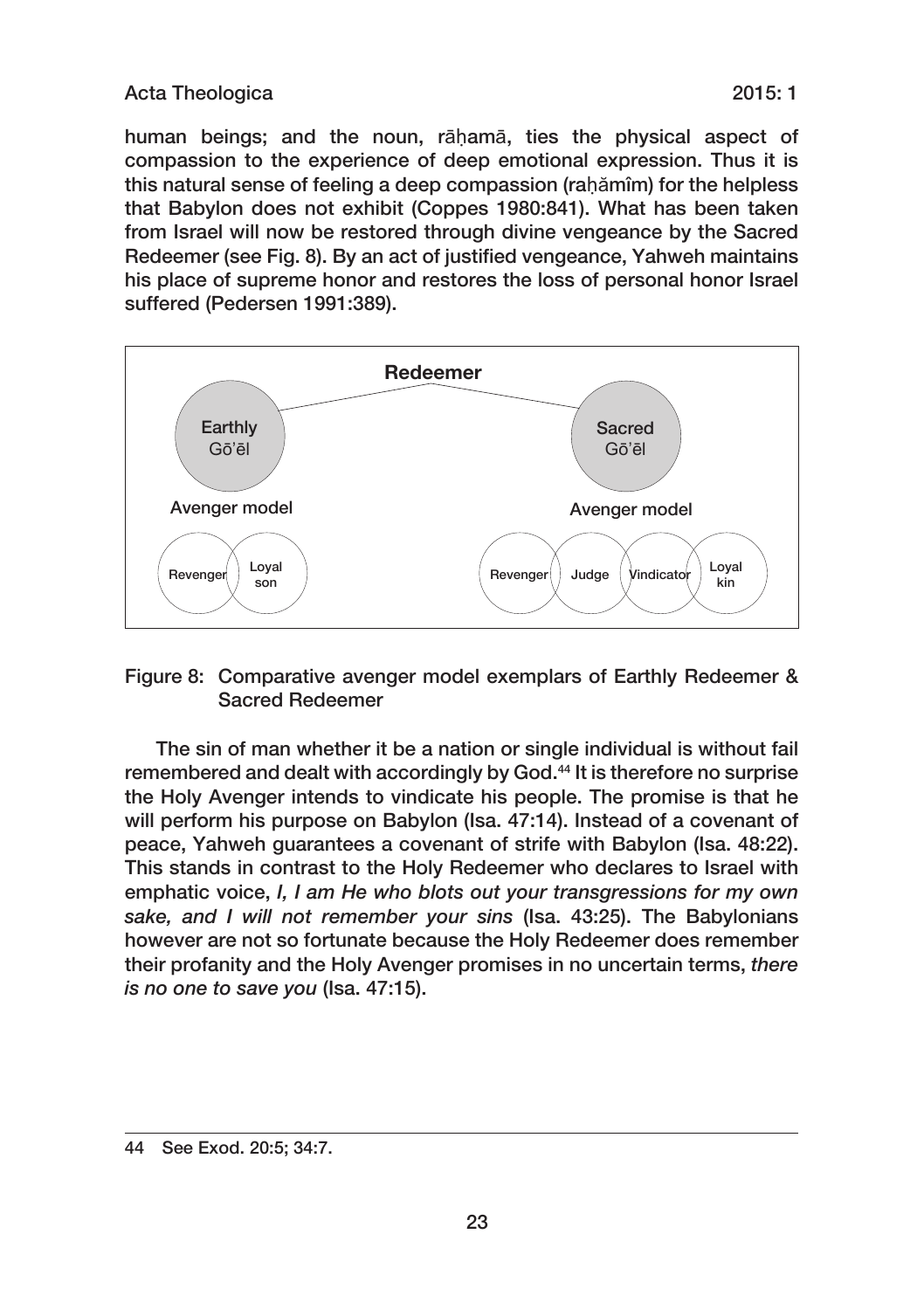human beings; and the noun, rāḥamā, ties the physical aspect of compassion to the experience of deep emotional expression. Thus it is this natural sense of feeling a deep compassion (raḥămîm) for the helpless that Babylon does not exhibit (Coppes 1980:841). What has been taken from Israel will now be restored through divine vengeance by the Sacred Redeemer (see Fig. 8). By an act of justified vengeance, Yahweh maintains his place of supreme honor and restores the loss of personal honor Israel suffered (Pedersen 1991:389).

Figure 8: Comparative avenger model exemplars of Earthly Redeemer & Sacred Redeemer

The sin of man whether it be a nation or single individual is without fail remembered and dealt with accordingly by God.[44] It is therefore no surprise the Holy Avenger intends to vindicate his people. The promise is that he will perform his purpose on Babylon (Isa. 47:14). Instead of a covenant of peace, Yahweh guarantees a covenant of strife with Babylon (Isa. 48:22). This stands in contrast to the Holy Redeemer who declares to Israel with emphatic voice, *I, I am He who blots out your transgressions for my own sake, and I will not remember your sins* (Isa. 43:25). The Babylonians however are not so fortunate because the Holy Redeemer does remember their profanity and the Holy Avenger promises in no uncertain terms, *there is no one to save you* (Isa. 47:15).

---

44 See Exod. 20:5; 34:7.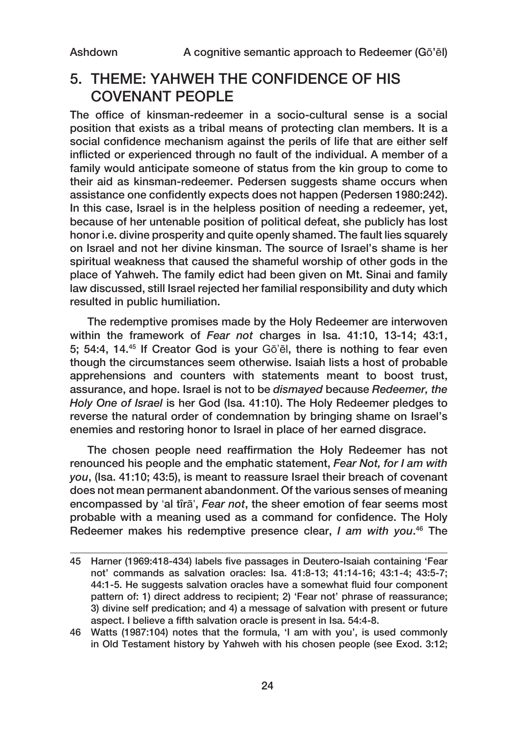## 5. THEME: YAHWEH THE CONFIDENCE OF HIS COVENANT PEOPLE

The office of kinsman-redeemer in a socio-cultural sense is a social position that exists as a tribal means of protecting clan members. It is a social confidence mechanism against the perils of life that are either self inflicted or experienced through no fault of the individual. A member of a family would anticipate someone of status from the kin group to come to their aid as kinsman-redeemer. Pedersen suggests shame occurs when assistance one confidently expects does not happen (Pedersen 1980:242). In this case, Israel is in the helpless position of needing a redeemer, yet, because of her untenable position of political defeat, she publicly has lost honor i.e. divine prosperity and quite openly shamed. The fault lies squarely on Israel and not her divine kinsman. The source of Israel's shame is her spiritual weakness that caused the shameful worship of other gods in the place of Yahweh. The family edict had been given on Mt. Sinai and family law discussed, still Israel rejected her familial responsibility and duty which resulted in public humiliation.

The redemptive promises made by the Holy Redeemer are interwoven within the framework of *Fear not* charges in Isa. 41:10, 13-14; 43:1, 5; 54:4, 14.[45] If Creator God is your Gōʾēl, there is nothing to fear even though the circumstances seem otherwise. Isaiah lists a host of probable apprehensions and counters with statements meant to boost trust, assurance, and hope. Israel is not to be *dismayed* because *Redeemer, the Holy One of Israel* is her God (Isa. 41:10). The Holy Redeemer pledges to reverse the natural order of condemnation by bringing shame on Israel's enemies and restoring honor to Israel in place of her earned disgrace.

The chosen people need reaffirmation the Holy Redeemer has not renounced his people and the emphatic statement, *Fear Not, for I am with you*, (Isa. 41:10; 43:5), is meant to reassure Israel their breach of covenant does not mean permanent abandonment. Of the various senses of meaning encompassed by ʿal tîrāʾ, *Fear not*, the sheer emotion of fear seems most probable with a meaning used as a command for confidence. The Holy Redeemer makes his redemptive presence clear, *I am with you*.[46] The

---

45 Harner (1969:418-434) labels five passages in Deutero-Isaiah containing 'Fear not' commands as salvation oracles: Isa. 41:8-13; 41:14-16; 43:1-4; 43:5-7; 44:1-5. He suggests salvation oracles have a somewhat fluid four component pattern of: 1) direct address to recipient; 2) 'Fear not' phrase of reassurance; 3) divine self predication; and 4) a message of salvation with present or future aspect. I believe a fifth salvation oracle is present in Isa. 54:4-8.

46 Watts (1987:104) notes that the formula, 'I am with you', is used commonly in Old Testament history by Yahweh with his chosen people (see Exod. 3:12;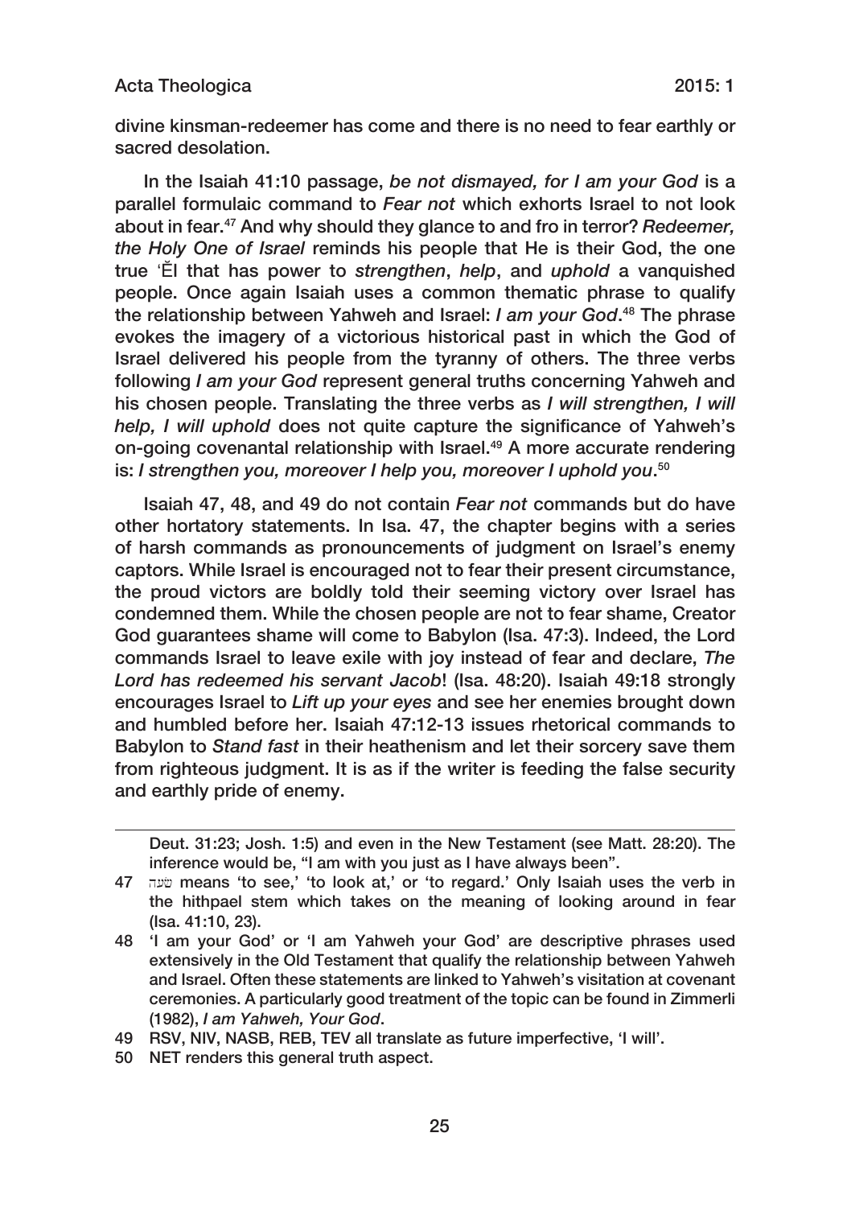divine kinsman-redeemer has come and there is no need to fear earthly or sacred desolation.

In the Isaiah 41:10 passage, *be not dismayed, for I am your God* is a parallel formulaic command to *Fear not* which exhorts Israel to not look about in fear.[47] And why should they glance to and fro in terror? *Redeemer, the Holy One of Israel* reminds his people that He is their God, the one true ʻĔl that has power to *strengthen*, *help*, and *uphold* a vanquished people. Once again Isaiah uses a common thematic phrase to qualify the relationship between Yahweh and Israel: *I am your God*.[48] The phrase evokes the imagery of a victorious historical past in which the God of Israel delivered his people from the tyranny of others. The three verbs following *I am your God* represent general truths concerning Yahweh and his chosen people. Translating the three verbs as *I will strengthen, I will help, I will uphold* does not quite capture the significance of Yahweh's on-going covenantal relationship with Israel.[49] A more accurate rendering is: *I strengthen you, moreover I help you, moreover I uphold you*.[50]

Isaiah 47, 48, and 49 do not contain *Fear not* commands but do have other hortatory statements. In Isa. 47, the chapter begins with a series of harsh commands as pronouncements of judgment on Israel's enemy captors. While Israel is encouraged not to fear their present circumstance, the proud victors are boldly told their seeming victory over Israel has condemned them. While the chosen people are not to fear shame, Creator God guarantees shame will come to Babylon (Isa. 47:3). Indeed, the Lord commands Israel to leave exile with joy instead of fear and declare, *The Lord has redeemed his servant Jacob*! (Isa. 48:20). Isaiah 49:18 strongly encourages Israel to *Lift up your eyes* and see her enemies brought down and humbled before her. Isaiah 47:12-13 issues rhetorical commands to Babylon to *Stand fast* in their heathenism and let their sorcery save them from righteous judgment. It is as if the writer is feeding the false security and earthly pride of enemy.

---

Deut. 31:23; Josh. 1:5) and even in the New Testament (see Matt. 28:20). The inference would be, "I am with you just as I have always been".

47 שׁעה means 'to see,' 'to look at,' or 'to regard.' Only Isaiah uses the verb in the hithpael stem which takes on the meaning of looking around in fear (Isa. 41:10, 23).

48 'I am your God' or 'I am Yahweh your God' are descriptive phrases used extensively in the Old Testament that qualify the relationship between Yahweh and Israel. Often these statements are linked to Yahweh's visitation at covenant ceremonies. A particularly good treatment of the topic can be found in Zimmerli (1982), *I am Yahweh, Your God*.

49 RSV, NIV, NASB, REB, TEV all translate as future imperfective, 'I will'.

50 NET renders this general truth aspect.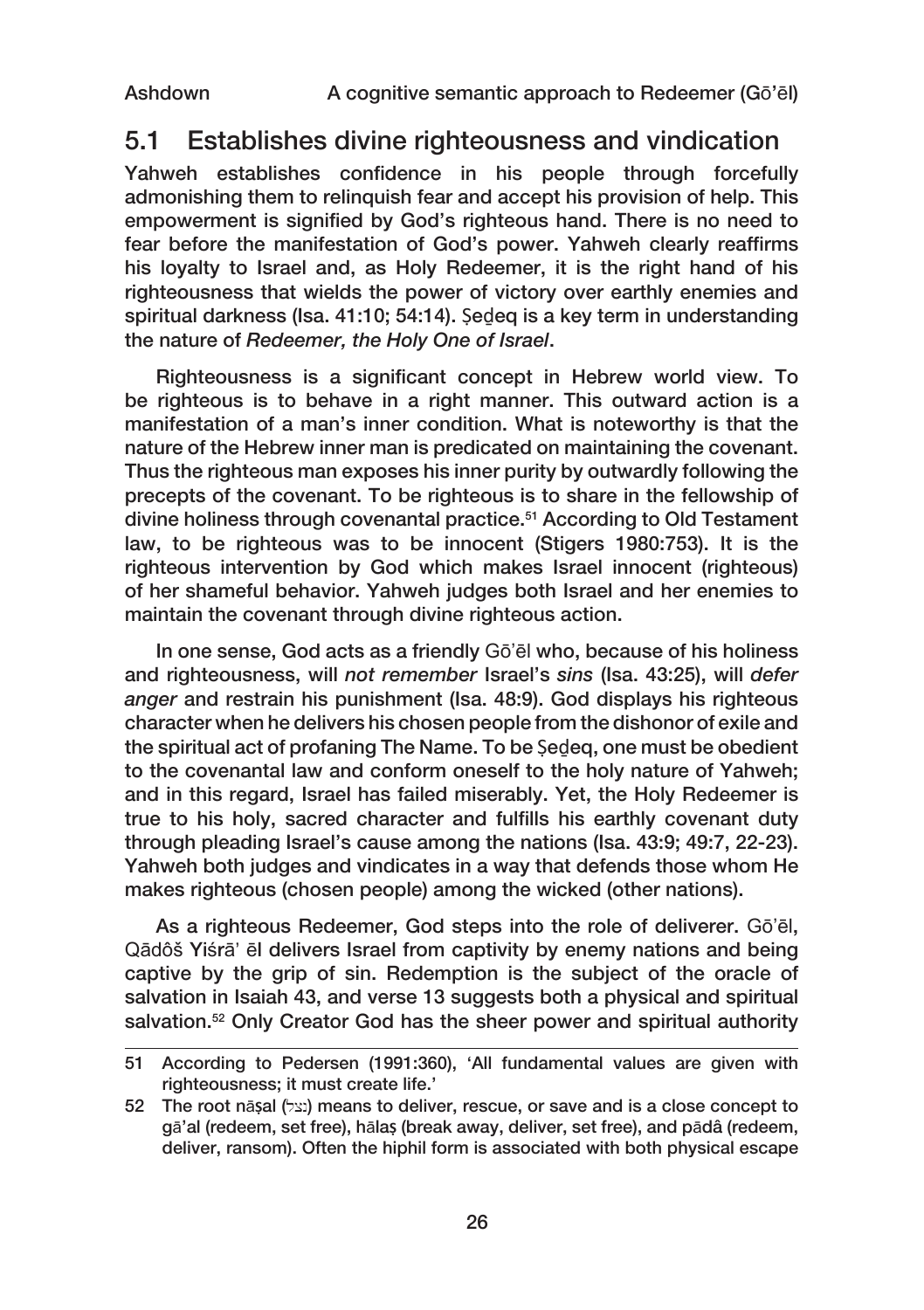## 5.1 Establishes divine righteousness and vindication

Yahweh establishes confidence in his people through forcefully admonishing them to relinquish fear and accept his provision of help. This empowerment is signified by God's righteous hand. There is no need to fear before the manifestation of God's power. Yahweh clearly reaffirms his loyalty to Israel and, as Holy Redeemer, it is the right hand of his righteousness that wields the power of victory over earthly enemies and spiritual darkness (Isa. 41:10; 54:14). Ṣeḏeq is a key term in understanding the nature of *Redeemer, the Holy One of Israel*.

Righteousness is a significant concept in Hebrew world view. To be righteous is to behave in a right manner. This outward action is a manifestation of a man's inner condition. What is noteworthy is that the nature of the Hebrew inner man is predicated on maintaining the covenant. Thus the righteous man exposes his inner purity by outwardly following the precepts of the covenant. To be righteous is to share in the fellowship of divine holiness through covenantal practice.[51] According to Old Testament law, to be righteous was to be innocent (Stigers 1980:753). It is the righteous intervention by God which makes Israel innocent (righteous) of her shameful behavior. Yahweh judges both Israel and her enemies to maintain the covenant through divine righteous action.

In one sense, God acts as a friendly Gō'ēl who, because of his holiness and righteousness, will *not remember* Israel's *sins* (Isa. 43:25), will *defer anger* and restrain his punishment (Isa. 48:9). God displays his righteous character when he delivers his chosen people from the dishonor of exile and the spiritual act of profaning The Name. To be Ṣeḏeq, one must be obedient to the covenantal law and conform oneself to the holy nature of Yahweh; and in this regard, Israel has failed miserably. Yet, the Holy Redeemer is true to his holy, sacred character and fulfills his earthly covenant duty through pleading Israel's cause among the nations (Isa. 43:9; 49:7, 22-23). Yahweh both judges and vindicates in a way that defends those whom He makes righteous (chosen people) among the wicked (other nations).

As a righteous Redeemer, God steps into the role of deliverer. Gō'ēl, Qādôš Yiśrā' ēl delivers Israel from captivity by enemy nations and being captive by the grip of sin. Redemption is the subject of the oracle of salvation in Isaiah 43, and verse 13 suggests both a physical and spiritual salvation.[52] Only Creator God has the sheer power and spiritual authority

---

51 According to Pedersen (1991:360), 'All fundamental values are given with righteousness; it must create life.'

52 The root nāṣal (נצל) means to deliver, rescue, or save and is a close concept to gā'al (redeem, set free), hālaṣ (break away, deliver, set free), and pādâ (redeem, deliver, ransom). Often the hiphil form is associated with both physical escape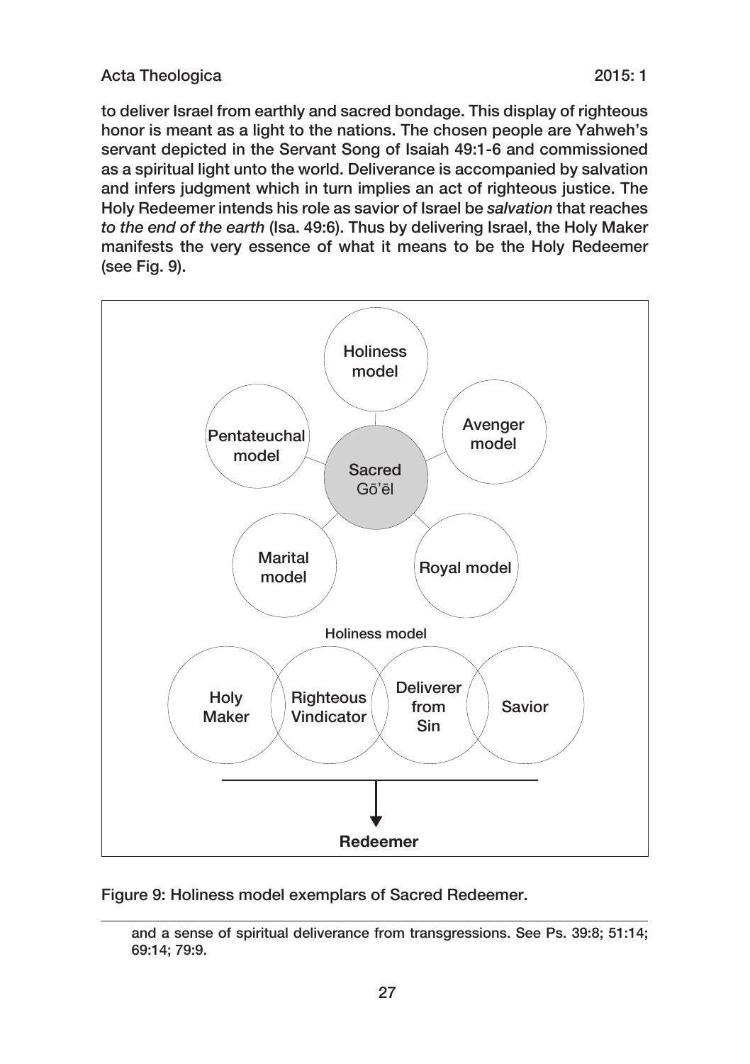to deliver Israel from earthly and sacred bondage. This display of righteous honor is meant as a light to the nations. The chosen people are Yahweh's servant depicted in the Servant Song of Isaiah 49:1-6 and commissioned as a spiritual light unto the world. Deliverance is accompanied by salvation and infers judgment which in turn implies an act of righteous justice. The Holy Redeemer intends his role as savior of Israel be *salvation* that reaches *to the end of the earth* (Isa. 49:6). Thus by delivering Israel, the Holy Maker manifests the very essence of what it means to be the Holy Redeemer (see Fig. 9).

Holiness model

Pentateuchal model

Avenger model

Sacred Gō'ēl

Marital model

Royal model

Holiness model

Holy Maker

Righteous Vindicator

Deliverer from Sin

Savior

**Redeemer**

Figure 9: Holiness model exemplars of Sacred Redeemer.

and a sense of spiritual deliverance from transgressions. See Ps. 39:8; 51:14; 69:14; 79:9.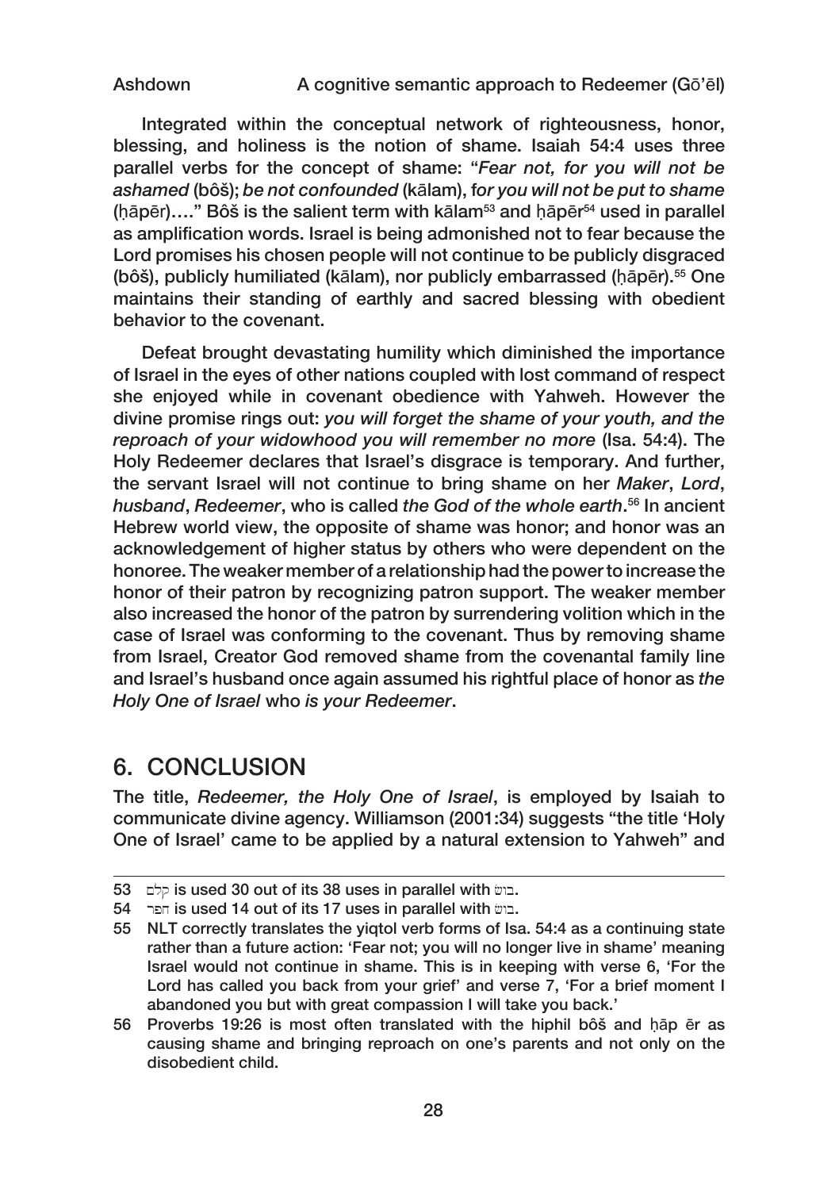Integrated within the conceptual network of righteousness, honor, blessing, and holiness is the notion of shame. Isaiah 54:4 uses three parallel verbs for the concept of shame: "*Fear not, for you will not be ashamed* (bôš); *be not confounded* (kālam), f*or you will not be put to shame* (ḥāpēr)…." Bôš is the salient term with kālam[53] and ḥāpēr[54] used in parallel as amplification words. Israel is being admonished not to fear because the Lord promises his chosen people will not continue to be publicly disgraced (bôš), publicly humiliated (kālam), nor publicly embarrassed (ḥāpēr).[55] One maintains their standing of earthly and sacred blessing with obedient behavior to the covenant.

Defeat brought devastating humility which diminished the importance of Israel in the eyes of other nations coupled with lost command of respect she enjoyed while in covenant obedience with Yahweh. However the divine promise rings out: *you will forget the shame of your youth, and the reproach of your widowhood you will remember no more* (Isa. 54:4). The Holy Redeemer declares that Israel's disgrace is temporary. And further, the servant Israel will not continue to bring shame on her *Maker*, *Lord*, *husband*, *Redeemer*, who is called *the God of the whole earth*.[56] In ancient Hebrew world view, the opposite of shame was honor; and honor was an acknowledgement of higher status by others who were dependent on the honoree. The weaker member of a relationship had the power to increase the honor of their patron by recognizing patron support. The weaker member also increased the honor of the patron by surrendering volition which in the case of Israel was conforming to the covenant. Thus by removing shame from Israel, Creator God removed shame from the covenantal family line and Israel's husband once again assumed his rightful place of honor as *the Holy One of Israel* who *is your Redeemer*.

## 6. CONCLUSION

The title, *Redeemer, the Holy One of Israel*, is employed by Isaiah to communicate divine agency. Williamson (2001:34) suggests "the title 'Holy One of Israel' came to be applied by a natural extension to Yahweh" and

---

53 קלם is used 30 out of its 38 uses in parallel with בוש.

54 חפר is used 14 out of its 17 uses in parallel with בוש.

55 NLT correctly translates the yiqtol verb forms of Isa. 54:4 as a continuing state rather than a future action: 'Fear not; you will no longer live in shame' meaning Israel would not continue in shame. This is in keeping with verse 6, 'For the Lord has called you back from your grief' and verse 7, 'For a brief moment I abandoned you but with great compassion I will take you back.'

56 Proverbs 19:26 is most often translated with the hiphil bôš and ḥāp ēr as causing shame and bringing reproach on one's parents and not only on the disobedient child.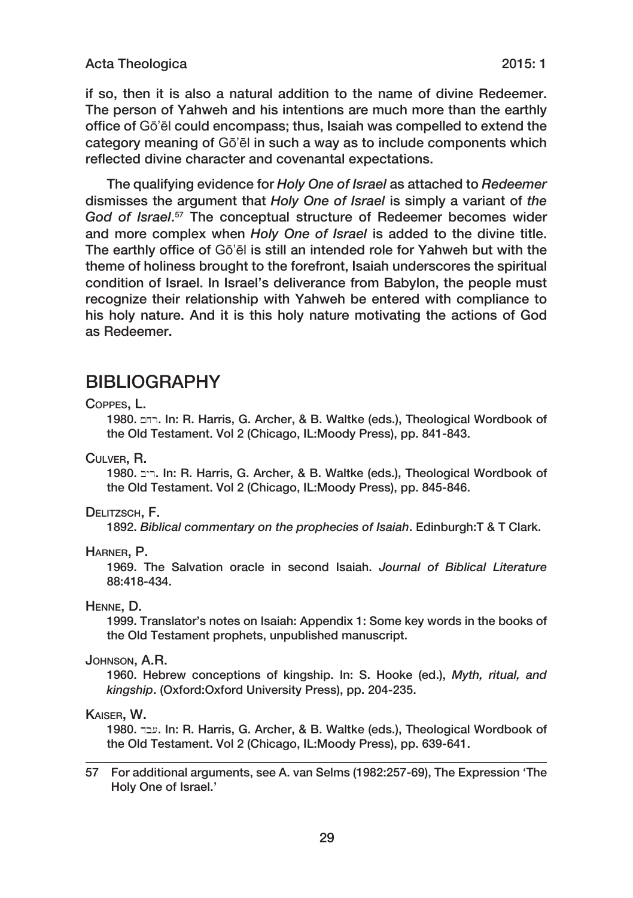if so, then it is also a natural addition to the name of divine Redeemer. The person of Yahweh and his intentions are much more than the earthly office of Gō'ēl could encompass; thus, Isaiah was compelled to extend the category meaning of Gō'ēl in such a way as to include components which reflected divine character and covenantal expectations.

The qualifying evidence for *Holy One of Israel* as attached to *Redeemer* dismisses the argument that *Holy One of Israel* is simply a variant of *the God of Israel*.[57] The conceptual structure of Redeemer becomes wider and more complex when *Holy One of Israel* is added to the divine title. The earthly office of Gō'ēl is still an intended role for Yahweh but with the theme of holiness brought to the forefront, Isaiah underscores the spiritual condition of Israel. In Israel's deliverance from Babylon, the people must recognize their relationship with Yahweh be entered with compliance to his holy nature. And it is this holy nature motivating the actions of God as Redeemer.

## BIBLIOGRAPHY

Coppes, L.

1980. רחם. In: R. Harris, G. Archer, & B. Waltke (eds.), Theological Wordbook of the Old Testament. Vol 2 (Chicago, IL:Moody Press), pp. 841-843.

Culver, R.

1980. ריב. In: R. Harris, G. Archer, & B. Waltke (eds.), Theological Wordbook of the Old Testament. Vol 2 (Chicago, IL:Moody Press), pp. 845-846.

Delitzsch, F.

1892. *Biblical commentary on the prophecies of Isaiah*. Edinburgh:T & T Clark.

Harner, P.

1969. The Salvation oracle in second Isaiah. *Journal of Biblical Literature* 88:418-434.

Henne, D.

1999. Translator's notes on Isaiah: Appendix 1: Some key words in the books of the Old Testament prophets, unpublished manuscript.

Johnson, A.R.

1960. Hebrew conceptions of kingship. In: S. Hooke (ed.), *Myth, ritual, and kingship*. (Oxford:Oxford University Press), pp. 204-235.

Kaiser, W.

1980. עבד. In: R. Harris, G. Archer, & B. Waltke (eds.), Theological Wordbook of the Old Testament. Vol 2 (Chicago, IL:Moody Press), pp. 639-641.

---

57 For additional arguments, see A. van Selms (1982:257-69), The Expression 'The Holy One of Israel.'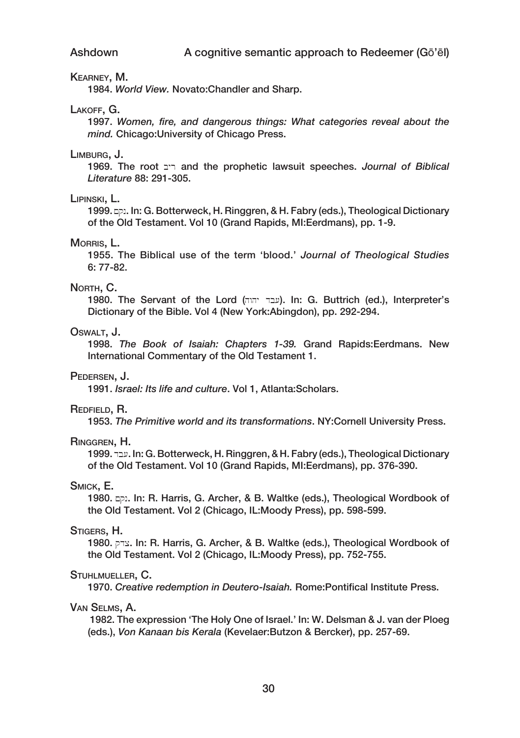KEARNEY, M.

1984. *World View.* Novato:Chandler and Sharp.

LAKOFF, G.

1997. *Women, fire, and dangerous things: What categories reveal about the mind.* Chicago:University of Chicago Press.

LIMBURG, J.

1969. The root ריב and the prophetic lawsuit speeches. *Journal of Biblical Literature* 88: 291-305.

LIPINSKI, L.

1999. נקם. In: G. Botterweck, H. Ringgren, & H. Fabry (eds.), Theological Dictionary of the Old Testament. Vol 10 (Grand Rapids, MI:Eerdmans), pp. 1-9.

MORRIS, L.

1955. The Biblical use of the term 'blood.' *Journal of Theological Studies* 6: 77-82.

NORTH, C.

1980. The Servant of the Lord (עבד יהוה). In: G. Buttrich (ed.), Interpreter's Dictionary of the Bible. Vol 4 (New York:Abingdon), pp. 292-294.

OSWALT, J.

1998. *The Book of Isaiah: Chapters 1-39.* Grand Rapids:Eerdmans. New International Commentary of the Old Testament 1.

PEDERSEN, J.

1991. *Israel: Its life and culture*. Vol 1, Atlanta:Scholars.

REDFIELD, R.

1953. *The Primitive world and its transformations*. NY:Cornell University Press.

RINGGREN, H.

1999. עבד. In: G. Botterweck, H. Ringgren, & H. Fabry (eds.), Theological Dictionary of the Old Testament. Vol 10 (Grand Rapids, MI:Eerdmans), pp. 376-390.

SMICK, E.

1980. נקם. In: R. Harris, G. Archer, & B. Waltke (eds.), Theological Wordbook of the Old Testament. Vol 2 (Chicago, IL:Moody Press), pp. 598-599.

STIGERS, H.

1980. צדק. In: R. Harris, G. Archer, & B. Waltke (eds.), Theological Wordbook of the Old Testament. Vol 2 (Chicago, IL:Moody Press), pp. 752-755.

STUHLMUELLER, C.

1970. *Creative redemption in Deutero-Isaiah.* Rome:Pontifical Institute Press.

VAN SELMS, A.

1982. The expression 'The Holy One of Israel.' In: W. Delsman & J. van der Ploeg (eds.), *Von Kanaan bis Kerala* (Kevelaer:Butzon & Bercker), pp. 257-69.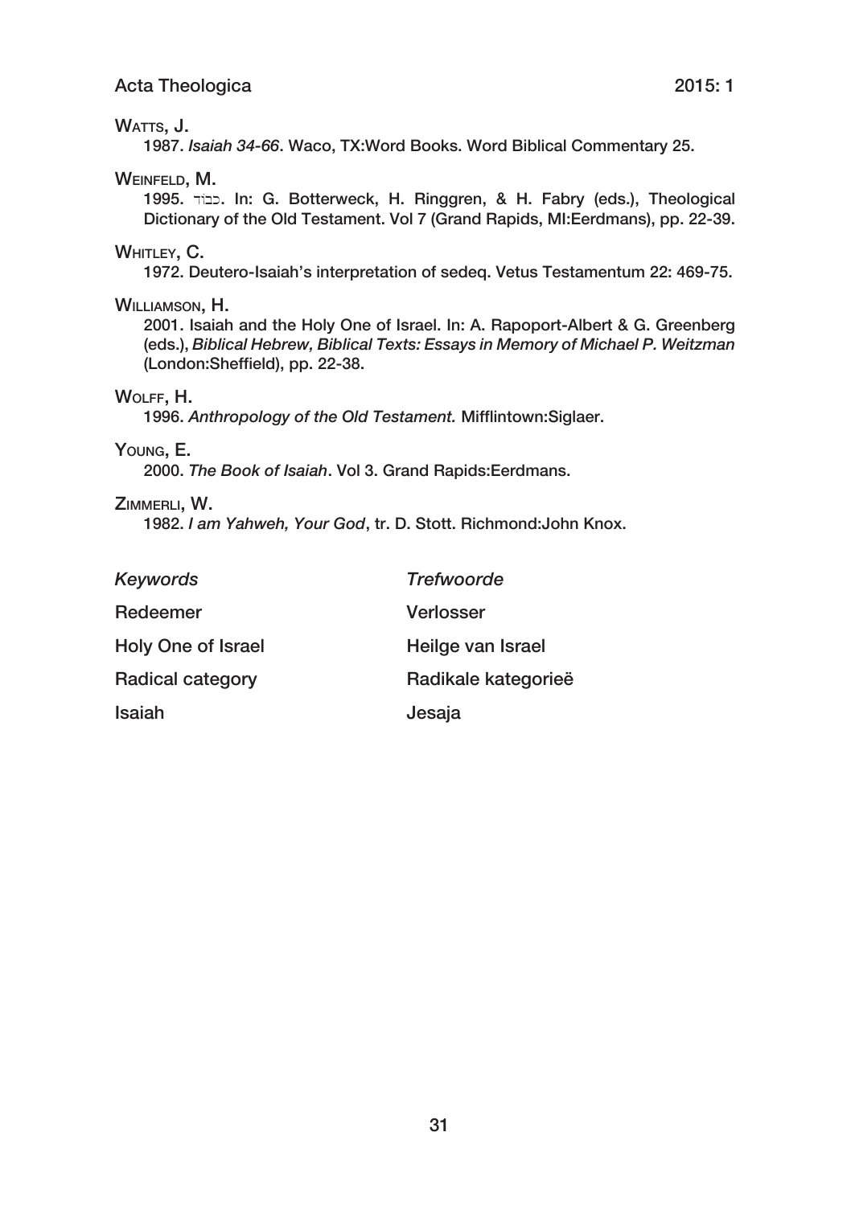WATTS, J.

1987. *Isaiah 34-66*. Waco, TX:Word Books. Word Biblical Commentary 25.

WEINFELD, M.

1995. כבוד. In: G. Botterweck, H. Ringgren, & H. Fabry (eds.), Theological Dictionary of the Old Testament. Vol 7 (Grand Rapids, MI:Eerdmans), pp. 22-39.

WHITLEY, C.

1972. Deutero-Isaiah's interpretation of sedeq. Vetus Testamentum 22: 469-75.

WILLIAMSON, H.

2001. Isaiah and the Holy One of Israel. In: A. Rapoport-Albert & G. Greenberg (eds.), *Biblical Hebrew, Biblical Texts: Essays in Memory of Michael P. Weitzman* (London:Sheffield), pp. 22-38.

WOLFF, H.

1996. *Anthropology of the Old Testament.* Mifflintown:Siglaer.

YOUNG, E.

2000. *The Book of Isaiah*. Vol 3. Grand Rapids:Eerdmans.

ZIMMERLI, W.

1982. *I am Yahweh, Your God*, tr. D. Stott. Richmond:John Knox.

| *Keywords* | *Trefwoorde* |
| --- | --- |
| Redeemer | Verlosser |
| Holy One of Israel | Heilge van Israel |
| Radical category | Radikale kategorieë |
| Isaiah | Jesaja |